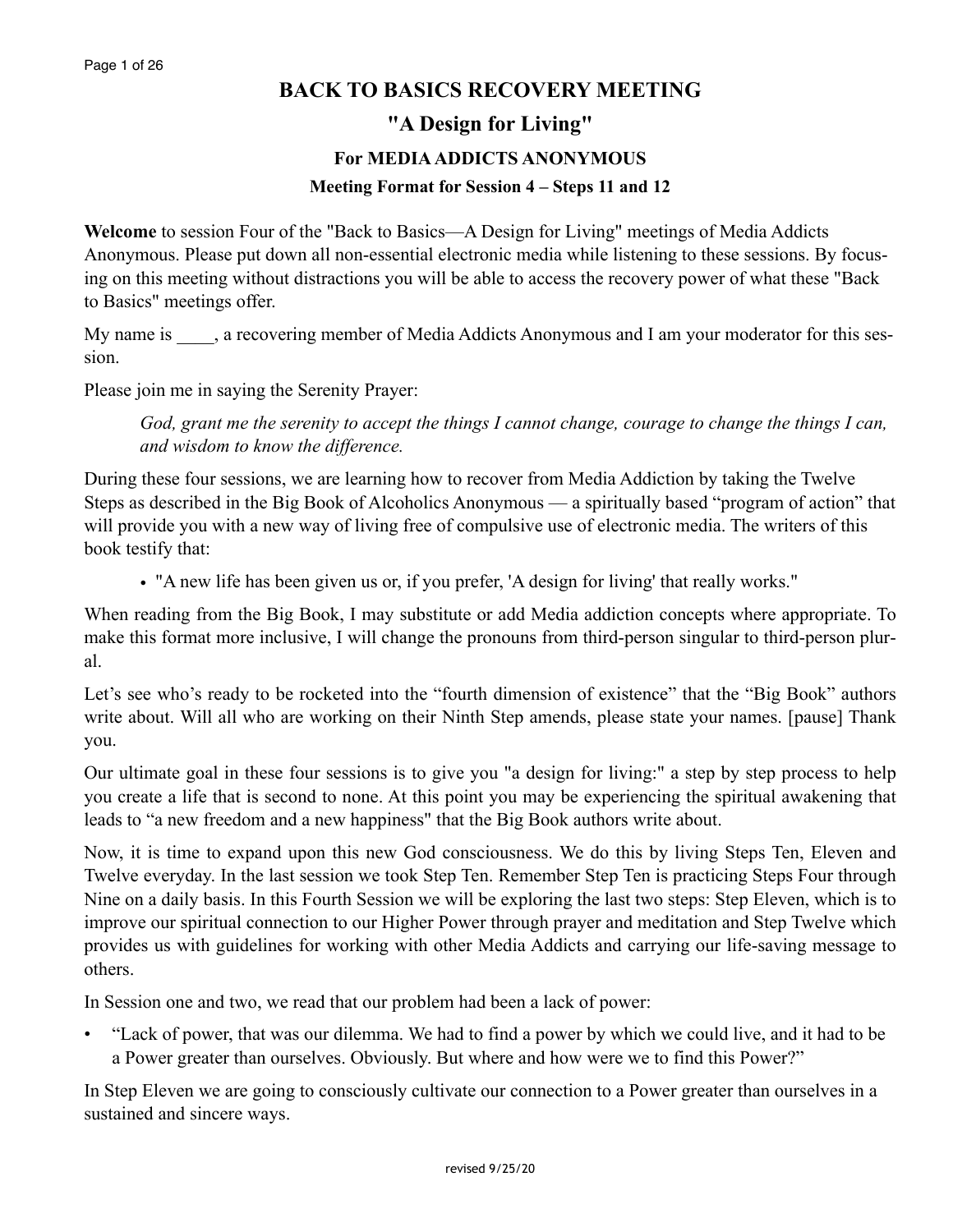# BACK TO BASICS RECOVERY MEETING

## "A Design for Living"

### For MEDIA ADDICTS ANONYMOUS

#### Meeting Format for Session 4 – Steps 11 and 12

**Welcome** to session Four of the "Back to Basics—A Design for Living" meetings of Media Addicts Anonymous. Please put down all non-essential electronic media while listening to these sessions. By focusing on this meeting without distractions you will be able to access the recovery power of what these "Back to Basics" meetings offer.

My name is ____, a recovering member of Media Addicts Anonymous and I am your moderator for this session.

Please join me in saying the Serenity Prayer:

> *God, grant me the serenity to accept the things I cannot change, courage to change the things I can, and wisdom to know the difference.*

During these four sessions, we are learning how to recover from Media Addiction by taking the Twelve Steps as described in the Big Book of Alcoholics Anonymous — a spiritually based "program of action" that will provide you with a new way of living free of compulsive use of electronic media. The writers of this book testify that:

- "A new life has been given us or, if you prefer, 'A design for living' that really works."

When reading from the Big Book, I may substitute or add Media addiction concepts where appropriate. To make this format more inclusive, I will change the pronouns from third-person singular to third-person plural.

Let's see who's ready to be rocketed into the "fourth dimension of existence" that the "Big Book" authors write about. Will all who are working on their Ninth Step amends, please state your names. [pause] Thank you.

Our ultimate goal in these four sessions is to give you "a design for living:" a step by step process to help you create a life that is second to none. At this point you may be experiencing the spiritual awakening that leads to "a new freedom and a new happiness" that the Big Book authors write about.

Now, it is time to expand upon this new God consciousness. We do this by living Steps Ten, Eleven and Twelve everyday. In the last session we took Step Ten. Remember Step Ten is practicing Steps Four through Nine on a daily basis. In this Fourth Session we will be exploring the last two steps: Step Eleven, which is to improve our spiritual connection to our Higher Power through prayer and meditation and Step Twelve which provides us with guidelines for working with other Media Addicts and carrying our life-saving message to others.

In Session one and two, we read that our problem had been a lack of power:

- "Lack of power, that was our dilemma. We had to find a power by which we could live, and it had to be a Power greater than ourselves. Obviously. But where and how were we to find this Power?"

In Step Eleven we are going to consciously cultivate our connection to a Power greater than ourselves in a sustained and sincere ways.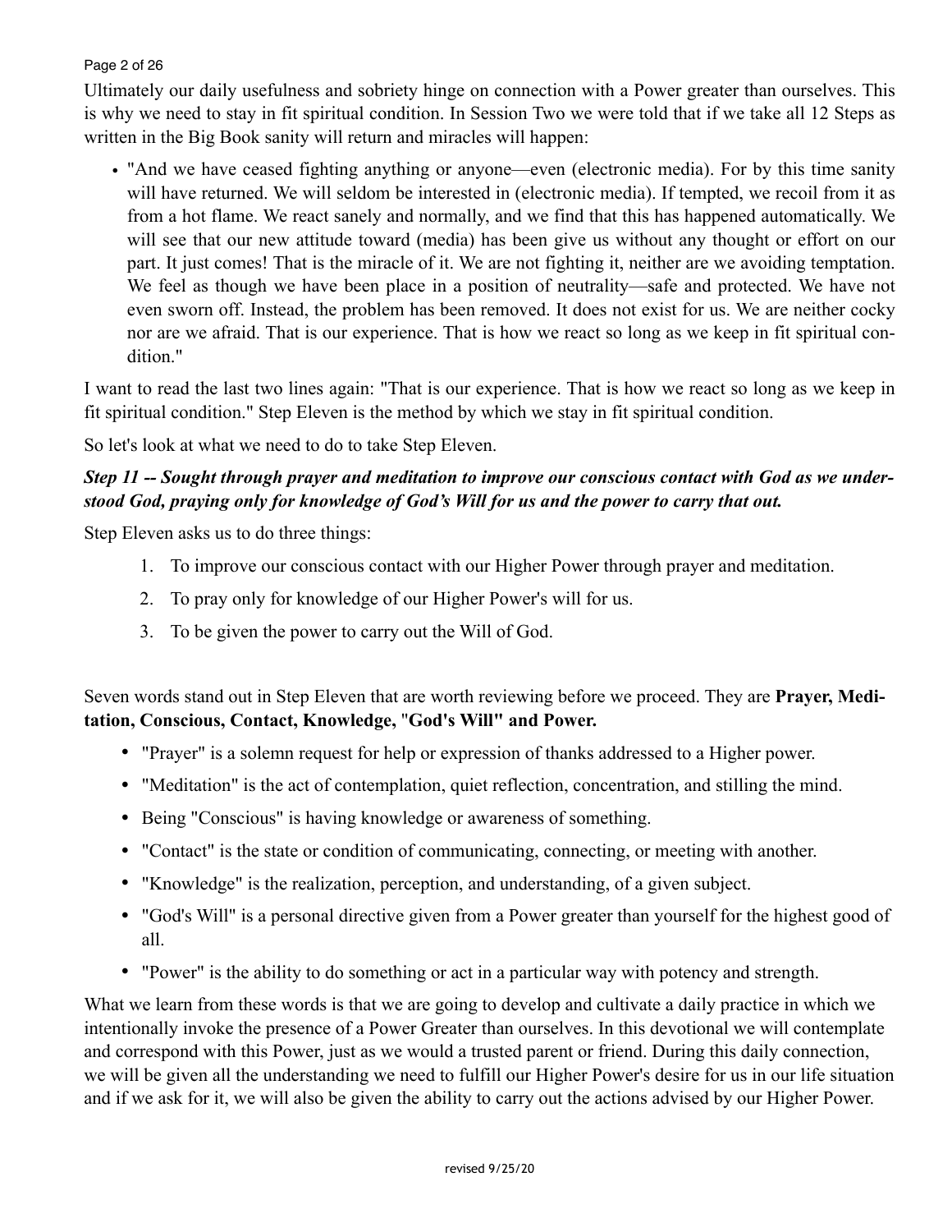Ultimately our daily usefulness and sobriety hinge on connection with a Power greater than ourselves. This is why we need to stay in fit spiritual condition. In Session Two we were told that if we take all 12 Steps as written in the Big Book sanity will return and miracles will happen:

- "And we have ceased fighting anything or anyone—even (electronic media). For by this time sanity will have returned. We will seldom be interested in (electronic media). If tempted, we recoil from it as from a hot flame. We react sanely and normally, and we find that this has happened automatically. We will see that our new attitude toward (media) has been give us without any thought or effort on our part. It just comes! That is the miracle of it. We are not fighting it, neither are we avoiding temptation. We feel as though we have been place in a position of neutrality—safe and protected. We have not even sworn off. Instead, the problem has been removed. It does not exist for us. We are neither cocky nor are we afraid. That is our experience. That is how we react so long as we keep in fit spiritual condition."

I want to read the last two lines again: "That is our experience. That is how we react so long as we keep in fit spiritual condition." Step Eleven is the method by which we stay in fit spiritual condition.

So let's look at what we need to do to take Step Eleven.

***Step 11 -- Sought through prayer and meditation to improve our conscious contact with God as we understood God, praying only for knowledge of God's Will for us and the power to carry that out.***

Step Eleven asks us to do three things:

1. To improve our conscious contact with our Higher Power through prayer and meditation.
2. To pray only for knowledge of our Higher Power's will for us.
3. To be given the power to carry out the Will of God.

Seven words stand out in Step Eleven that are worth reviewing before we proceed. They are **Prayer, Meditation, Conscious, Contact, Knowledge, "God's Will" and Power.**

- "Prayer" is a solemn request for help or expression of thanks addressed to a Higher power.
- "Meditation" is the act of contemplation, quiet reflection, concentration, and stilling the mind.
- Being "Conscious" is having knowledge or awareness of something.
- "Contact" is the state or condition of communicating, connecting, or meeting with another.
- "Knowledge" is the realization, perception, and understanding, of a given subject.
- "God's Will" is a personal directive given from a Power greater than yourself for the highest good of all.
- "Power" is the ability to do something or act in a particular way with potency and strength.

What we learn from these words is that we are going to develop and cultivate a daily practice in which we intentionally invoke the presence of a Power Greater than ourselves. In this devotional we will contemplate and correspond with this Power, just as we would a trusted parent or friend. During this daily connection, we will be given all the understanding we need to fulfill our Higher Power's desire for us in our life situation and if we ask for it, we will also be given the ability to carry out the actions advised by our Higher Power.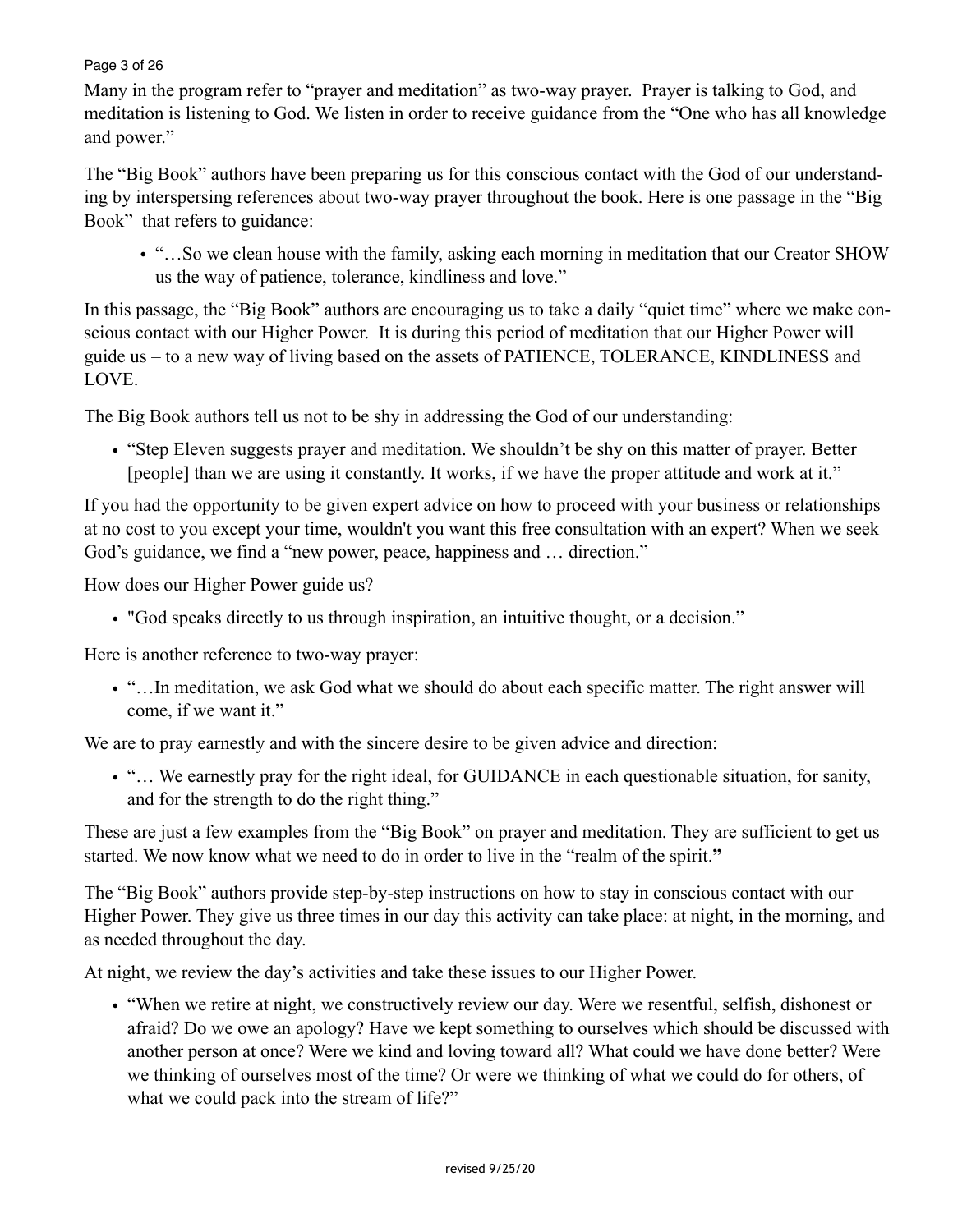Many in the program refer to "prayer and meditation" as two-way prayer. Prayer is talking to God, and meditation is listening to God. We listen in order to receive guidance from the "One who has all knowledge and power."

The "Big Book" authors have been preparing us for this conscious contact with the God of our understanding by interspersing references about two-way prayer throughout the book. Here is one passage in the "Big Book" that refers to guidance:

- "…So we clean house with the family, asking each morning in meditation that our Creator SHOW us the way of patience, tolerance, kindliness and love."

In this passage, the "Big Book" authors are encouraging us to take a daily "quiet time" where we make conscious contact with our Higher Power. It is during this period of meditation that our Higher Power will guide us – to a new way of living based on the assets of PATIENCE, TOLERANCE, KINDLINESS and LOVE.

The Big Book authors tell us not to be shy in addressing the God of our understanding:

- "Step Eleven suggests prayer and meditation. We shouldn't be shy on this matter of prayer. Better [people] than we are using it constantly. It works, if we have the proper attitude and work at it."

If you had the opportunity to be given expert advice on how to proceed with your business or relationships at no cost to you except your time, wouldn't you want this free consultation with an expert? When we seek God's guidance, we find a "new power, peace, happiness and … direction."

How does our Higher Power guide us?

- "God speaks directly to us through inspiration, an intuitive thought, or a decision."

Here is another reference to two-way prayer:

- "…In meditation, we ask God what we should do about each specific matter. The right answer will come, if we want it."

We are to pray earnestly and with the sincere desire to be given advice and direction:

- "… We earnestly pray for the right ideal, for GUIDANCE in each questionable situation, for sanity, and for the strength to do the right thing."

These are just a few examples from the "Big Book" on prayer and meditation. They are sufficient to get us started. We now know what we need to do in order to live in the "realm of the spirit."

The "Big Book" authors provide step-by-step instructions on how to stay in conscious contact with our Higher Power. They give us three times in our day this activity can take place: at night, in the morning, and as needed throughout the day.

At night, we review the day's activities and take these issues to our Higher Power.

- "When we retire at night, we constructively review our day. Were we resentful, selfish, dishonest or afraid? Do we owe an apology? Have we kept something to ourselves which should be discussed with another person at once? Were we kind and loving toward all? What could we have done better? Were we thinking of ourselves most of the time? Or were we thinking of what we could do for others, of what we could pack into the stream of life?"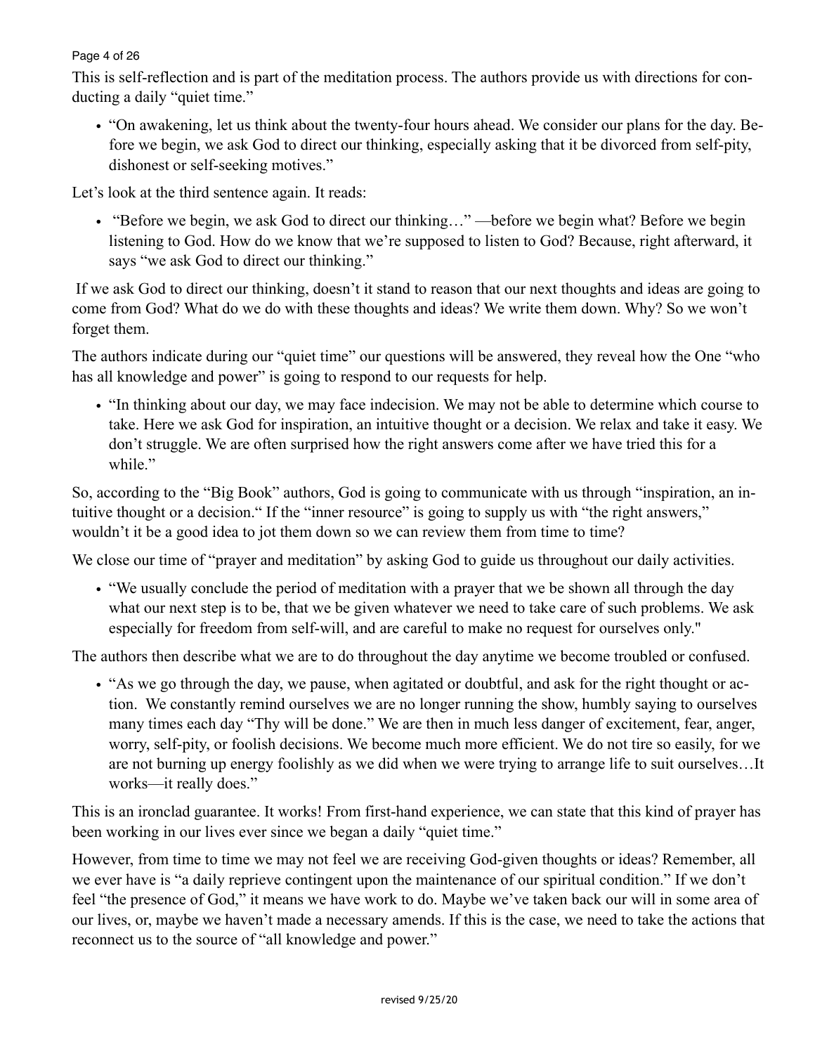This is self-reflection and is part of the meditation process. The authors provide us with directions for conducting a daily "quiet time."

- "On awakening, let us think about the twenty-four hours ahead. We consider our plans for the day. Before we begin, we ask God to direct our thinking, especially asking that it be divorced from self-pity, dishonest or self-seeking motives."

Let's look at the third sentence again. It reads:

- "Before we begin, we ask God to direct our thinking…" —before we begin what? Before we begin listening to God. How do we know that we're supposed to listen to God? Because, right afterward, it says "we ask God to direct our thinking."

If we ask God to direct our thinking, doesn't it stand to reason that our next thoughts and ideas are going to come from God? What do we do with these thoughts and ideas? We write them down. Why? So we won't forget them.

The authors indicate during our "quiet time" our questions will be answered, they reveal how the One "who has all knowledge and power" is going to respond to our requests for help.

- "In thinking about our day, we may face indecision. We may not be able to determine which course to take. Here we ask God for inspiration, an intuitive thought or a decision. We relax and take it easy. We don't struggle. We are often surprised how the right answers come after we have tried this for a while."

So, according to the "Big Book" authors, God is going to communicate with us through "inspiration, an intuitive thought or a decision." If the "inner resource" is going to supply us with "the right answers," wouldn't it be a good idea to jot them down so we can review them from time to time?

We close our time of "prayer and meditation" by asking God to guide us throughout our daily activities.

- "We usually conclude the period of meditation with a prayer that we be shown all through the day what our next step is to be, that we be given whatever we need to take care of such problems. We ask especially for freedom from self-will, and are careful to make no request for ourselves only."

The authors then describe what we are to do throughout the day anytime we become troubled or confused.

- "As we go through the day, we pause, when agitated or doubtful, and ask for the right thought or action. We constantly remind ourselves we are no longer running the show, humbly saying to ourselves many times each day "Thy will be done." We are then in much less danger of excitement, fear, anger, worry, self-pity, or foolish decisions. We become much more efficient. We do not tire so easily, for we are not burning up energy foolishly as we did when we were trying to arrange life to suit ourselves…It works—it really does."

This is an ironclad guarantee. It works! From first-hand experience, we can state that this kind of prayer has been working in our lives ever since we began a daily "quiet time."

However, from time to time we may not feel we are receiving God-given thoughts or ideas? Remember, all we ever have is "a daily reprieve contingent upon the maintenance of our spiritual condition." If we don't feel "the presence of God," it means we have work to do. Maybe we've taken back our will in some area of our lives, or, maybe we haven't made a necessary amends. If this is the case, we need to take the actions that reconnect us to the source of "all knowledge and power."

revised 9/25/20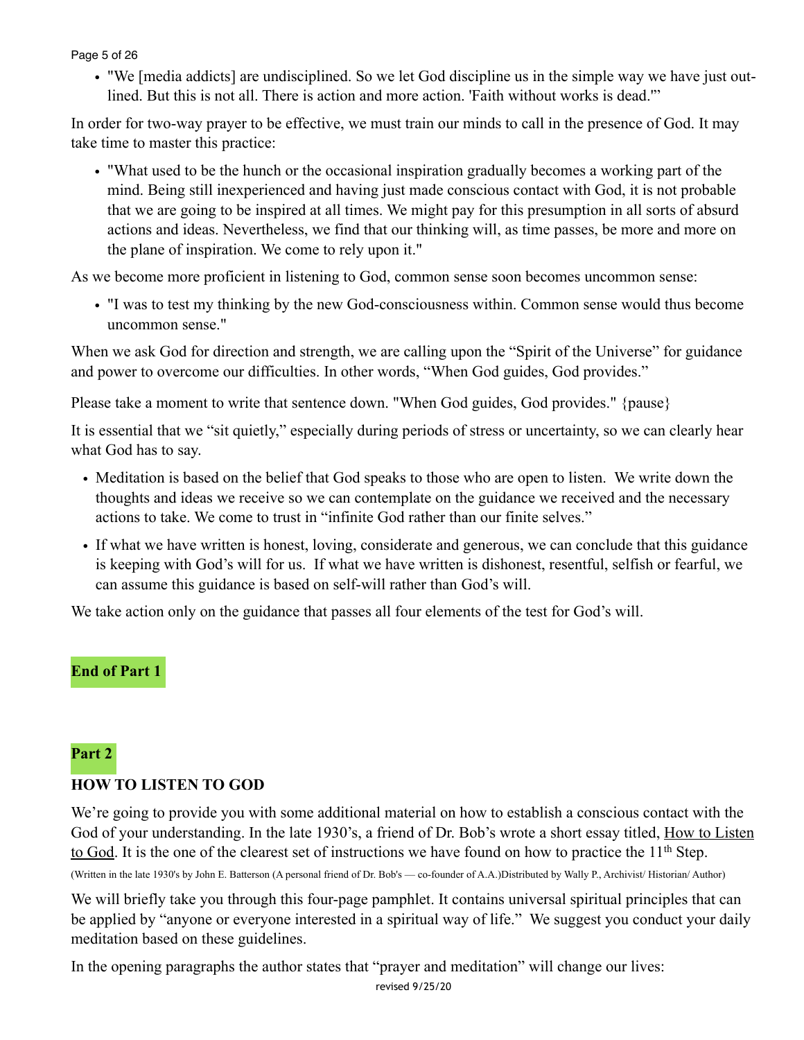- "We [media addicts] are undisciplined. So we let God discipline us in the simple way we have just outlined. But this is not all. There is action and more action. 'Faith without works is dead.'"

In order for two-way prayer to be effective, we must train our minds to call in the presence of God. It may take time to master this practice:

- "What used to be the hunch or the occasional inspiration gradually becomes a working part of the mind. Being still inexperienced and having just made conscious contact with God, it is not probable that we are going to be inspired at all times. We might pay for this presumption in all sorts of absurd actions and ideas. Nevertheless, we find that our thinking will, as time passes, be more and more on the plane of inspiration. We come to rely upon it."

As we become more proficient in listening to God, common sense soon becomes uncommon sense:

- "I was to test my thinking by the new God-consciousness within. Common sense would thus become uncommon sense."

When we ask God for direction and strength, we are calling upon the "Spirit of the Universe" for guidance and power to overcome our difficulties. In other words, "When God guides, God provides."

Please take a moment to write that sentence down. "When God guides, God provides." {pause}

It is essential that we "sit quietly," especially during periods of stress or uncertainty, so we can clearly hear what God has to say.

- Meditation is based on the belief that God speaks to those who are open to listen. We write down the thoughts and ideas we receive so we can contemplate on the guidance we received and the necessary actions to take. We come to trust in "infinite God rather than our finite selves."
- If what we have written is honest, loving, considerate and generous, we can conclude that this guidance is keeping with God's will for us. If what we have written is dishonest, resentful, selfish or fearful, we can assume this guidance is based on self-will rather than God's will.

We take action only on the guidance that passes all four elements of the test for God's will.

**End of Part 1**

**Part 2**

## HOW TO LISTEN TO GOD

We're going to provide you with some additional material on how to establish a conscious contact with the God of your understanding. In the late 1930's, a friend of Dr. Bob's wrote a short essay titled, How to Listen to God. It is the one of the clearest set of instructions we have found on how to practice the 11th Step.

(Written in the late 1930's by John E. Batterson (A personal friend of Dr. Bob's — co-founder of A.A.)Distributed by Wally P., Archivist/ Historian/ Author)

We will briefly take you through this four-page pamphlet. It contains universal spiritual principles that can be applied by "anyone or everyone interested in a spiritual way of life." We suggest you conduct your daily meditation based on these guidelines.

In the opening paragraphs the author states that "prayer and meditation" will change our lives:

revised 9/25/20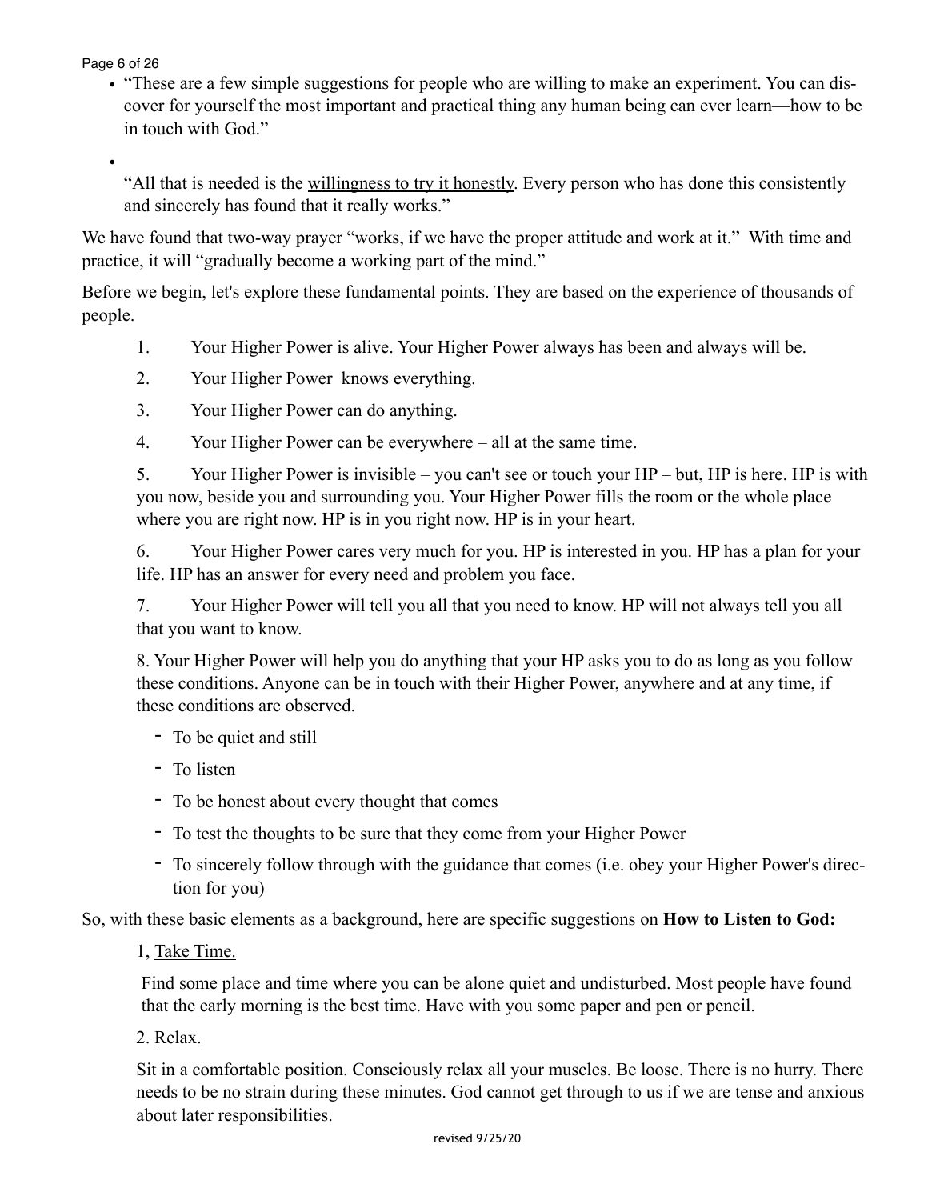- "These are a few simple suggestions for people who are willing to make an experiment. You can discover for yourself the most important and practical thing any human being can ever learn—how to be in touch with God."
- "All that is needed is the <u>willingness to try it honestly</u>. Every person who has done this consistently and sincerely has found that it really works."

We have found that two-way prayer "works, if we have the proper attitude and work at it." With time and practice, it will "gradually become a working part of the mind."

Before we begin, let's explore these fundamental points. They are based on the experience of thousands of people.

1. Your Higher Power is alive. Your Higher Power always has been and always will be.
2. Your Higher Power knows everything.
3. Your Higher Power can do anything.
4. Your Higher Power can be everywhere – all at the same time.
5. Your Higher Power is invisible – you can't see or touch your HP – but, HP is here. HP is with you now, beside you and surrounding you. Your Higher Power fills the room or the whole place where you are right now. HP is in you right now. HP is in your heart.
6. Your Higher Power cares very much for you. HP is interested in you. HP has a plan for your life. HP has an answer for every need and problem you face.
7. Your Higher Power will tell you all that you need to know. HP will not always tell you all that you want to know.
8. Your Higher Power will help you do anything that your HP asks you to do as long as you follow these conditions. Anyone can be in touch with their Higher Power, anywhere and at any time, if these conditions are observed.
   - To be quiet and still
   - To listen
   - To be honest about every thought that comes
   - To test the thoughts to be sure that they come from your Higher Power
   - To sincerely follow through with the guidance that comes (i.e. obey your Higher Power's direction for you)

So, with these basic elements as a background, here are specific suggestions on **How to Listen to God:**

1, <u>Take Time.</u>

Find some place and time where you can be alone quiet and undisturbed. Most people have found that the early morning is the best time. Have with you some paper and pen or pencil.

2. <u>Relax.</u>

Sit in a comfortable position. Consciously relax all your muscles. Be loose. There is no hurry. There needs to be no strain during these minutes. God cannot get through to us if we are tense and anxious about later responsibilities.

revised 9/25/20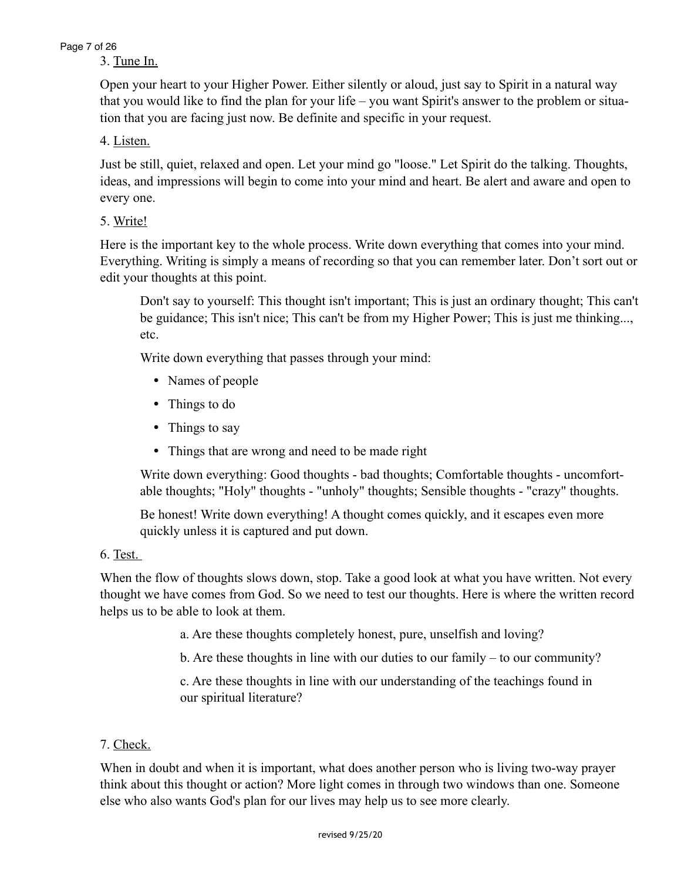3. <u>Tune In.</u>

Open your heart to your Higher Power. Either silently or aloud, just say to Spirit in a natural way that you would like to find the plan for your life – you want Spirit's answer to the problem or situation that you are facing just now. Be definite and specific in your request.

4. <u>Listen.</u>

Just be still, quiet, relaxed and open. Let your mind go "loose." Let Spirit do the talking. Thoughts, ideas, and impressions will begin to come into your mind and heart. Be alert and aware and open to every one.

5. <u>Write!</u>

Here is the important key to the whole process. Write down everything that comes into your mind. Everything. Writing is simply a means of recording so that you can remember later. Don't sort out or edit your thoughts at this point.

> Don't say to yourself: This thought isn't important; This is just an ordinary thought; This can't be guidance; This isn't nice; This can't be from my Higher Power; This is just me thinking..., etc.
>
> Write down everything that passes through your mind:
>
> - Names of people
> - Things to do
> - Things to say
> - Things that are wrong and need to be made right
>
> Write down everything: Good thoughts - bad thoughts; Comfortable thoughts - uncomfortable thoughts; "Holy" thoughts - "unholy" thoughts; Sensible thoughts - "crazy" thoughts.
>
> Be honest! Write down everything! A thought comes quickly, and it escapes even more quickly unless it is captured and put down.

6. <u>Test.</u>

When the flow of thoughts slows down, stop. Take a good look at what you have written. Not every thought we have comes from God. So we need to test our thoughts. Here is where the written record helps us to be able to look at them.

> a. Are these thoughts completely honest, pure, unselfish and loving?
>
> b. Are these thoughts in line with our duties to our family – to our community?
>
> c. Are these thoughts in line with our understanding of the teachings found in our spiritual literature?

7. <u>Check.</u>

When in doubt and when it is important, what does another person who is living two-way prayer think about this thought or action? More light comes in through two windows than one. Someone else who also wants God's plan for our lives may help us to see more clearly.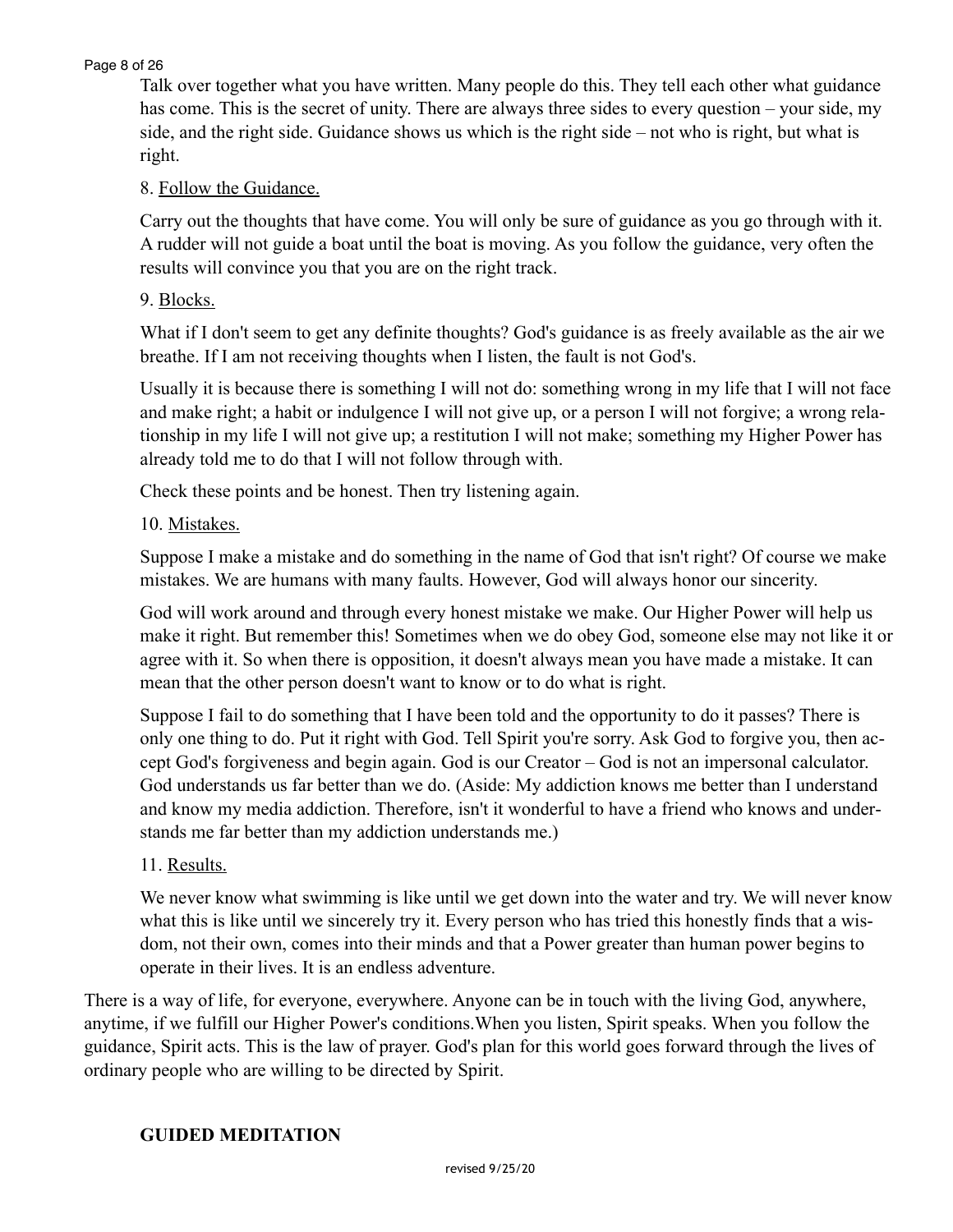Talk over together what you have written. Many people do this. They tell each other what guidance has come. This is the secret of unity. There are always three sides to every question – your side, my side, and the right side. Guidance shows us which is the right side – not who is right, but what is right.

8. <u>Follow the Guidance.</u>

Carry out the thoughts that have come. You will only be sure of guidance as you go through with it. A rudder will not guide a boat until the boat is moving. As you follow the guidance, very often the results will convince you that you are on the right track.

9. <u>Blocks.</u>

What if I don't seem to get any definite thoughts? God's guidance is as freely available as the air we breathe. If I am not receiving thoughts when I listen, the fault is not God's.

Usually it is because there is something I will not do: something wrong in my life that I will not face and make right; a habit or indulgence I will not give up, or a person I will not forgive; a wrong relationship in my life I will not give up; a restitution I will not make; something my Higher Power has already told me to do that I will not follow through with.

Check these points and be honest. Then try listening again.

10. <u>Mistakes.</u>

Suppose I make a mistake and do something in the name of God that isn't right? Of course we make mistakes. We are humans with many faults. However, God will always honor our sincerity.

God will work around and through every honest mistake we make. Our Higher Power will help us make it right. But remember this! Sometimes when we do obey God, someone else may not like it or agree with it. So when there is opposition, it doesn't always mean you have made a mistake. It can mean that the other person doesn't want to know or to do what is right.

Suppose I fail to do something that I have been told and the opportunity to do it passes? There is only one thing to do. Put it right with God. Tell Spirit you're sorry. Ask God to forgive you, then accept God's forgiveness and begin again. God is our Creator – God is not an impersonal calculator. God understands us far better than we do. (Aside: My addiction knows me better than I understand and know my media addiction. Therefore, isn't it wonderful to have a friend who knows and understands me far better than my addiction understands me.)

11. <u>Results.</u>

We never know what swimming is like until we get down into the water and try. We will never know what this is like until we sincerely try it. Every person who has tried this honestly finds that a wisdom, not their own, comes into their minds and that a Power greater than human power begins to operate in their lives. It is an endless adventure.

There is a way of life, for everyone, everywhere. Anyone can be in touch with the living God, anywhere, anytime, if we fulfill our Higher Power's conditions.When you listen, Spirit speaks. When you follow the guidance, Spirit acts. This is the law of prayer. God's plan for this world goes forward through the lives of ordinary people who are willing to be directed by Spirit.

## GUIDED MEDITATION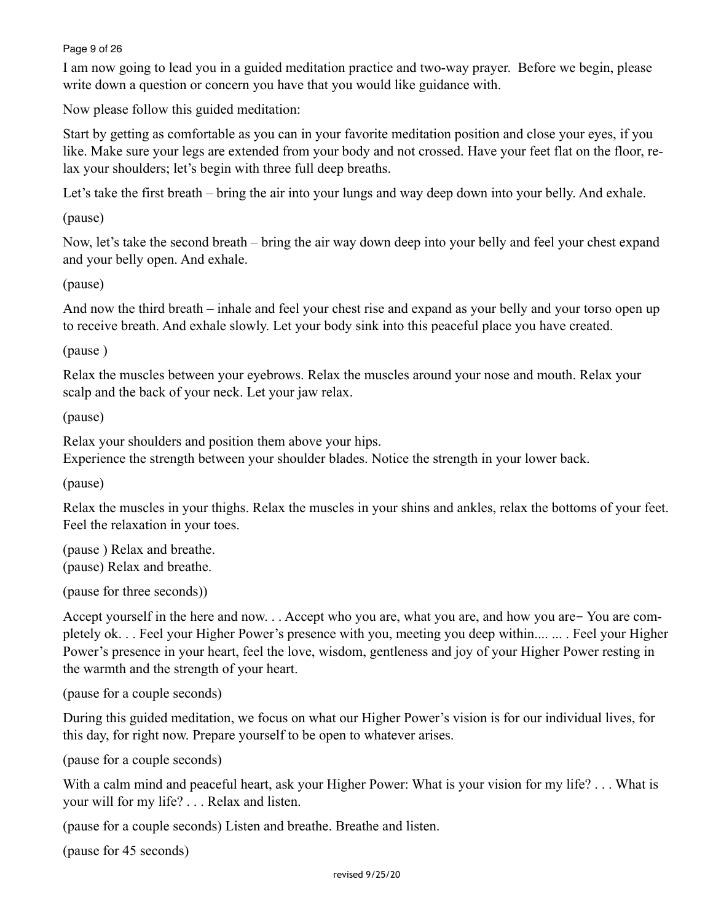I am now going to lead you in a guided meditation practice and two-way prayer. Before we begin, please write down a question or concern you have that you would like guidance with.

Now please follow this guided meditation:

Start by getting as comfortable as you can in your favorite meditation position and close your eyes, if you like. Make sure your legs are extended from your body and not crossed. Have your feet flat on the floor, relax your shoulders; let's begin with three full deep breaths.

Let's take the first breath – bring the air into your lungs and way deep down into your belly. And exhale.

(pause)

Now, let's take the second breath – bring the air way down deep into your belly and feel your chest expand and your belly open. And exhale.

(pause)

And now the third breath – inhale and feel your chest rise and expand as your belly and your torso open up to receive breath. And exhale slowly. Let your body sink into this peaceful place you have created.

(pause )

Relax the muscles between your eyebrows. Relax the muscles around your nose and mouth. Relax your scalp and the back of your neck. Let your jaw relax.

(pause)

Relax your shoulders and position them above your hips.
Experience the strength between your shoulder blades. Notice the strength in your lower back.

(pause)

Relax the muscles in your thighs. Relax the muscles in your shins and ankles, relax the bottoms of your feet. Feel the relaxation in your toes.

(pause ) Relax and breathe.
(pause) Relax and breathe.

(pause for three seconds))

Accept yourself in the here and now. . . Accept who you are, what you are, and how you are– You are completely ok. . . Feel your Higher Power's presence with you, meeting you deep within.... ... . Feel your Higher Power's presence in your heart, feel the love, wisdom, gentleness and joy of your Higher Power resting in the warmth and the strength of your heart.

(pause for a couple seconds)

During this guided meditation, we focus on what our Higher Power's vision is for our individual lives, for this day, for right now. Prepare yourself to be open to whatever arises.

(pause for a couple seconds)

With a calm mind and peaceful heart, ask your Higher Power: What is your vision for my life? . . . What is your will for my life? . . . Relax and listen.

(pause for a couple seconds) Listen and breathe. Breathe and listen.

(pause for 45 seconds)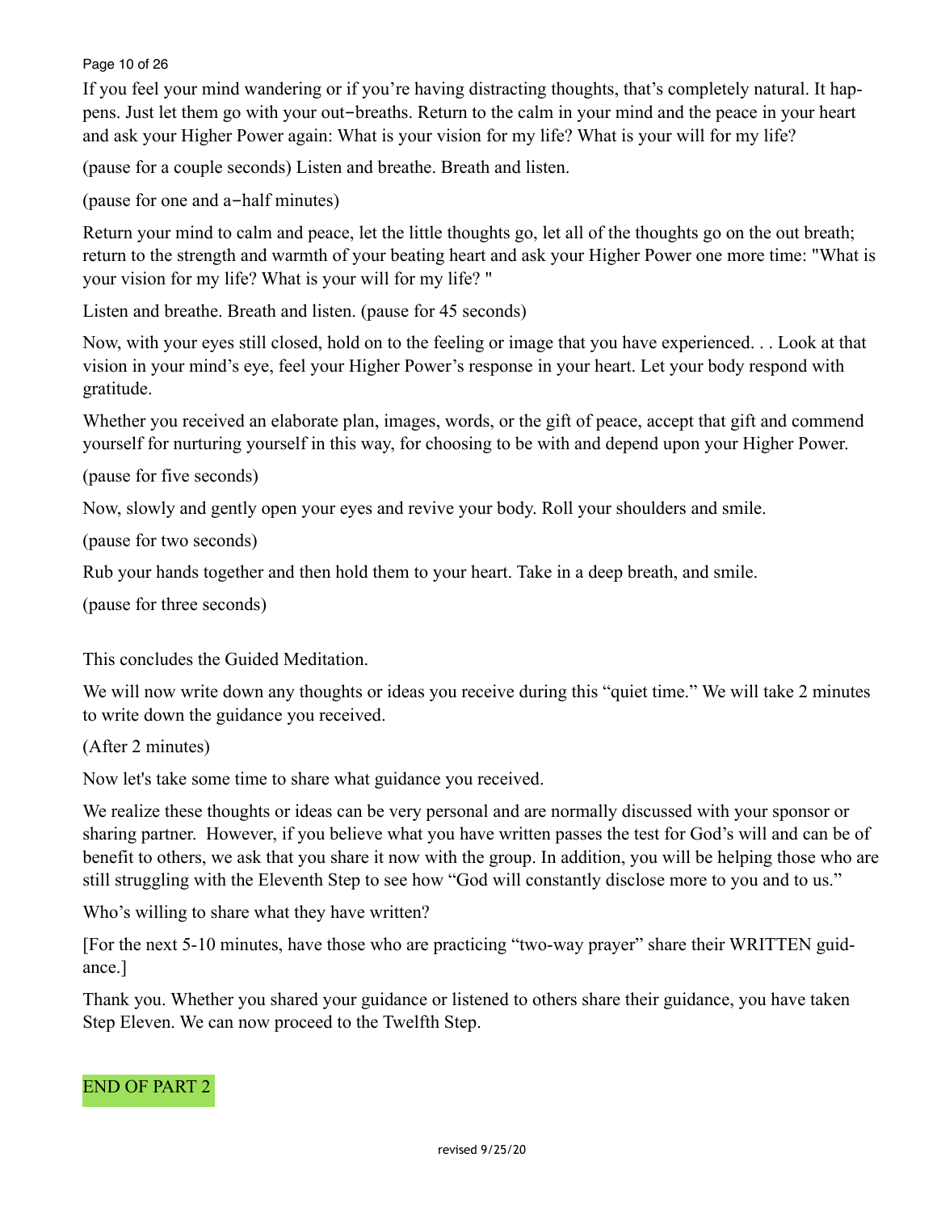If you feel your mind wandering or if you're having distracting thoughts, that's completely natural. It happens. Just let them go with your out-breaths. Return to the calm in your mind and the peace in your heart and ask your Higher Power again: What is your vision for my life? What is your will for my life?

(pause for a couple seconds) Listen and breathe. Breath and listen.

(pause for one and a-half minutes)

Return your mind to calm and peace, let the little thoughts go, let all of the thoughts go on the out breath; return to the strength and warmth of your beating heart and ask your Higher Power one more time: "What is your vision for my life? What is your will for my life? "

Listen and breathe. Breath and listen. (pause for 45 seconds)

Now, with your eyes still closed, hold on to the feeling or image that you have experienced. . . Look at that vision in your mind's eye, feel your Higher Power's response in your heart. Let your body respond with gratitude.

Whether you received an elaborate plan, images, words, or the gift of peace, accept that gift and commend yourself for nurturing yourself in this way, for choosing to be with and depend upon your Higher Power.

(pause for five seconds)

Now, slowly and gently open your eyes and revive your body. Roll your shoulders and smile.

(pause for two seconds)

Rub your hands together and then hold them to your heart. Take in a deep breath, and smile.

(pause for three seconds)

This concludes the Guided Meditation.

We will now write down any thoughts or ideas you receive during this "quiet time." We will take 2 minutes to write down the guidance you received.

(After 2 minutes)

Now let's take some time to share what guidance you received.

We realize these thoughts or ideas can be very personal and are normally discussed with your sponsor or sharing partner. However, if you believe what you have written passes the test for God's will and can be of benefit to others, we ask that you share it now with the group. In addition, you will be helping those who are still struggling with the Eleventh Step to see how "God will constantly disclose more to you and to us."

Who's willing to share what they have written?

[For the next 5-10 minutes, have those who are practicing "two-way prayer" share their WRITTEN guidance.]

Thank you. Whether you shared your guidance or listened to others share their guidance, you have taken Step Eleven. We can now proceed to the Twelfth Step.

END OF PART 2

revised 9/25/20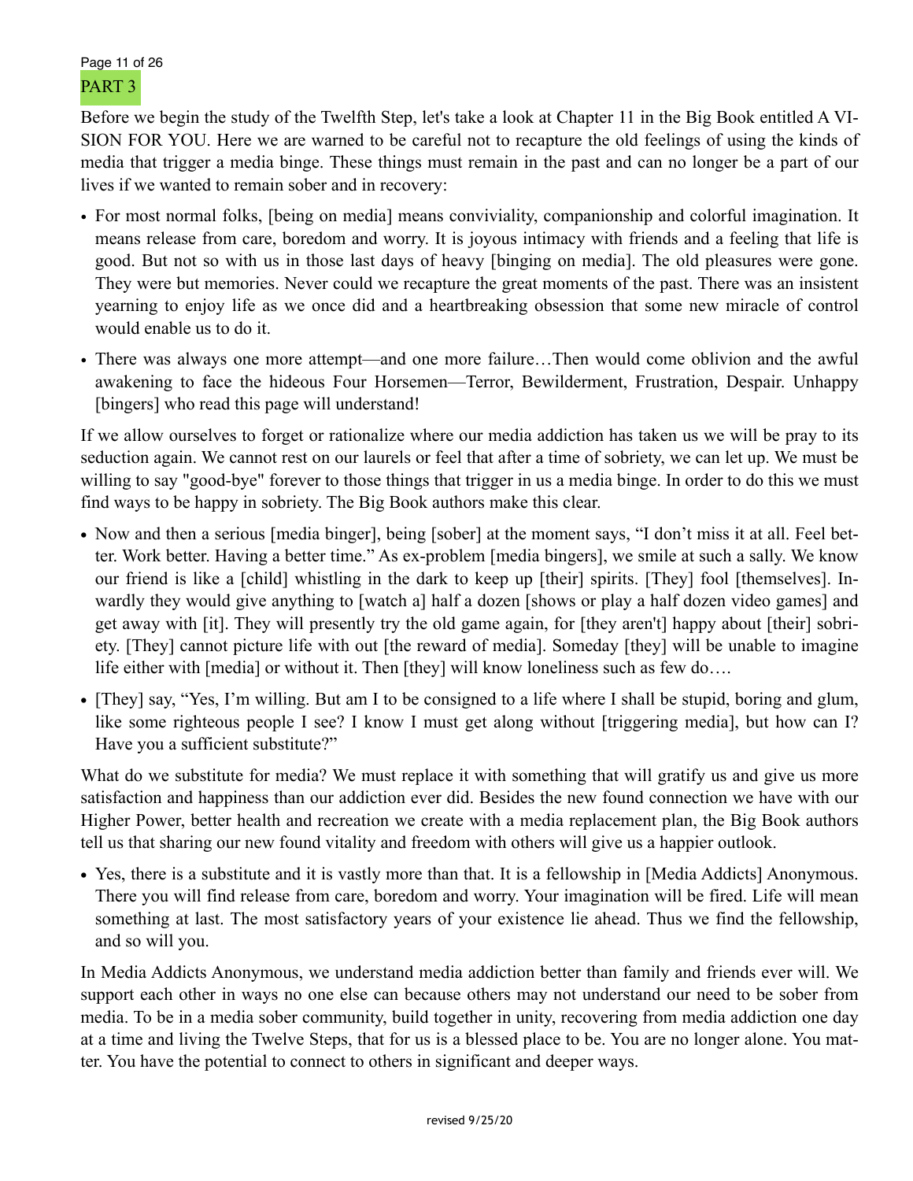## PART 3

Before we begin the study of the Twelfth Step, let's take a look at Chapter 11 in the Big Book entitled A VISION FOR YOU. Here we are warned to be careful not to recapture the old feelings of using the kinds of media that trigger a media binge. These things must remain in the past and can no longer be a part of our lives if we wanted to remain sober and in recovery:

- For most normal folks, [being on media] means conviviality, companionship and colorful imagination. It means release from care, boredom and worry. It is joyous intimacy with friends and a feeling that life is good. But not so with us in those last days of heavy [binging on media]. The old pleasures were gone. They were but memories. Never could we recapture the great moments of the past. There was an insistent yearning to enjoy life as we once did and a heartbreaking obsession that some new miracle of control would enable us to do it.
- There was always one more attempt—and one more failure…Then would come oblivion and the awful awakening to face the hideous Four Horsemen—Terror, Bewilderment, Frustration, Despair. Unhappy [bingers] who read this page will understand!

If we allow ourselves to forget or rationalize where our media addiction has taken us we will be pray to its seduction again. We cannot rest on our laurels or feel that after a time of sobriety, we can let up. We must be willing to say "good-bye" forever to those things that trigger in us a media binge. In order to do this we must find ways to be happy in sobriety. The Big Book authors make this clear.

- Now and then a serious [media binger], being [sober] at the moment says, "I don't miss it at all. Feel better. Work better. Having a better time." As ex-problem [media bingers], we smile at such a sally. We know our friend is like a [child] whistling in the dark to keep up [their] spirits. [They] fool [themselves]. Inwardly they would give anything to [watch a] half a dozen [shows or play a half dozen video games] and get away with [it]. They will presently try the old game again, for [they aren't] happy about [their] sobriety. [They] cannot picture life with out [the reward of media]. Someday [they] will be unable to imagine life either with [media] or without it. Then [they] will know loneliness such as few do….
- [They] say, "Yes, I'm willing. But am I to be consigned to a life where I shall be stupid, boring and glum, like some righteous people I see? I know I must get along without [triggering media], but how can I? Have you a sufficient substitute?"

What do we substitute for media? We must replace it with something that will gratify us and give us more satisfaction and happiness than our addiction ever did. Besides the new found connection we have with our Higher Power, better health and recreation we create with a media replacement plan, the Big Book authors tell us that sharing our new found vitality and freedom with others will give us a happier outlook.

- Yes, there is a substitute and it is vastly more than that. It is a fellowship in [Media Addicts] Anonymous. There you will find release from care, boredom and worry. Your imagination will be fired. Life will mean something at last. The most satisfactory years of your existence lie ahead. Thus we find the fellowship, and so will you.

In Media Addicts Anonymous, we understand media addiction better than family and friends ever will. We support each other in ways no one else can because others may not understand our need to be sober from media. To be in a media sober community, build together in unity, recovering from media addiction one day at a time and living the Twelve Steps, that for us is a blessed place to be. You are no longer alone. You matter. You have the potential to connect to others in significant and deeper ways.

revised 9/25/20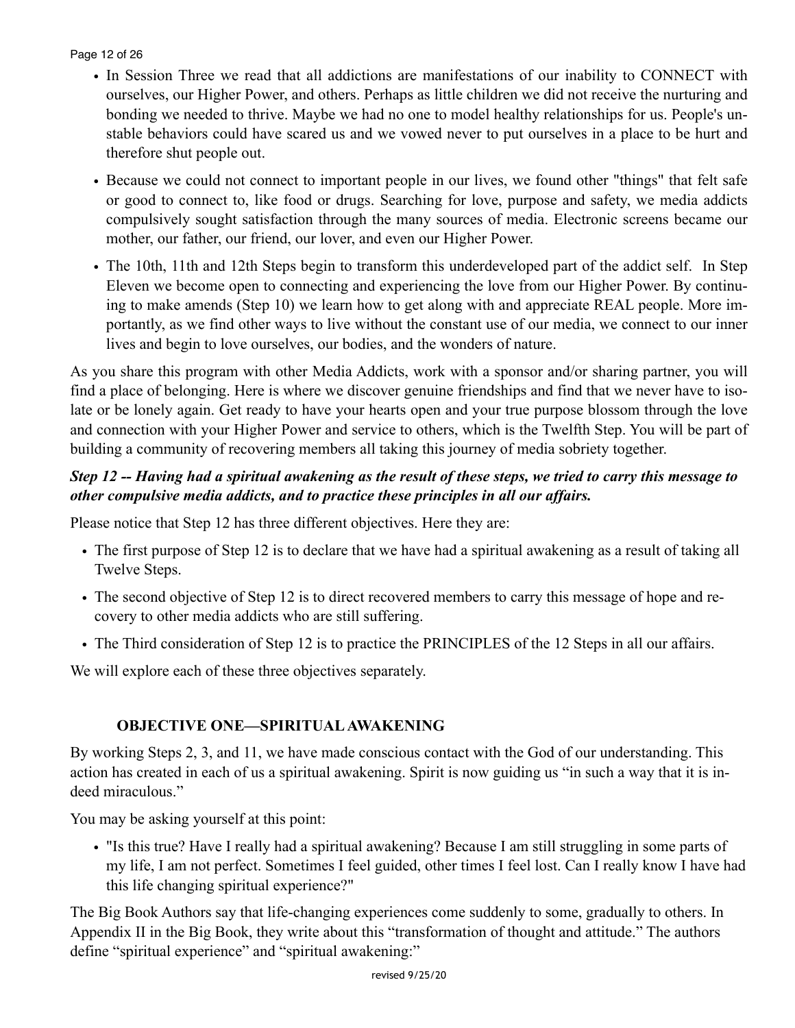- In Session Three we read that all addictions are manifestations of our inability to CONNECT with ourselves, our Higher Power, and others. Perhaps as little children we did not receive the nurturing and bonding we needed to thrive. Maybe we had no one to model healthy relationships for us. People's unstable behaviors could have scared us and we vowed never to put ourselves in a place to be hurt and therefore shut people out.
- Because we could not connect to important people in our lives, we found other "things" that felt safe or good to connect to, like food or drugs. Searching for love, purpose and safety, we media addicts compulsively sought satisfaction through the many sources of media. Electronic screens became our mother, our father, our friend, our lover, and even our Higher Power.
- The 10th, 11th and 12th Steps begin to transform this underdeveloped part of the addict self. In Step Eleven we become open to connecting and experiencing the love from our Higher Power. By continuing to make amends (Step 10) we learn how to get along with and appreciate REAL people. More importantly, as we find other ways to live without the constant use of our media, we connect to our inner lives and begin to love ourselves, our bodies, and the wonders of nature.

As you share this program with other Media Addicts, work with a sponsor and/or sharing partner, you will find a place of belonging. Here is where we discover genuine friendships and find that we never have to isolate or be lonely again. Get ready to have your hearts open and your true purpose blossom through the love and connection with your Higher Power and service to others, which is the Twelfth Step. You will be part of building a community of recovering members all taking this journey of media sobriety together.

***Step 12 -- Having had a spiritual awakening as the result of these steps, we tried to carry this message to other compulsive media addicts, and to practice these principles in all our affairs.***

Please notice that Step 12 has three different objectives. Here they are:

- The first purpose of Step 12 is to declare that we have had a spiritual awakening as a result of taking all Twelve Steps.
- The second objective of Step 12 is to direct recovered members to carry this message of hope and recovery to other media addicts who are still suffering.
- The Third consideration of Step 12 is to practice the PRINCIPLES of the 12 Steps in all our affairs.

We will explore each of these three objectives separately.

### OBJECTIVE ONE—SPIRITUAL AWAKENING

By working Steps 2, 3, and 11, we have made conscious contact with the God of our understanding. This action has created in each of us a spiritual awakening. Spirit is now guiding us "in such a way that it is indeed miraculous."

You may be asking yourself at this point:

- "Is this true? Have I really had a spiritual awakening? Because I am still struggling in some parts of my life, I am not perfect. Sometimes I feel guided, other times I feel lost. Can I really know I have had this life changing spiritual experience?"

The Big Book Authors say that life-changing experiences come suddenly to some, gradually to others. In Appendix II in the Big Book, they write about this "transformation of thought and attitude." The authors define "spiritual experience" and "spiritual awakening:"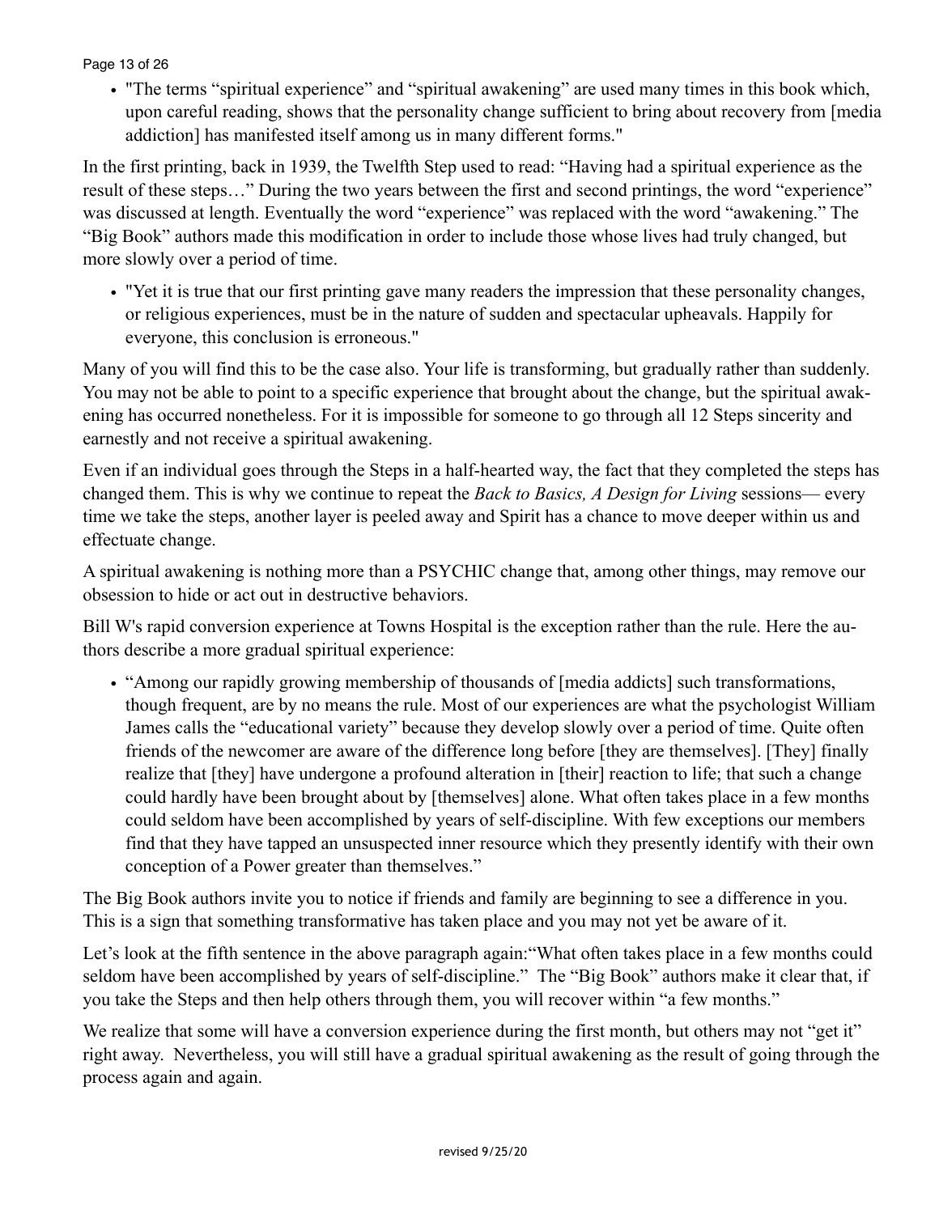- "The terms “spiritual experience” and “spiritual awakening” are used many times in this book which, upon careful reading, shows that the personality change sufficient to bring about recovery from [media addiction] has manifested itself among us in many different forms."

In the first printing, back in 1939, the Twelfth Step used to read: “Having had a spiritual experience as the result of these steps…” During the two years between the first and second printings, the word “experience” was discussed at length. Eventually the word “experience” was replaced with the word “awakening.” The “Big Book” authors made this modification in order to include those whose lives had truly changed, but more slowly over a period of time.

- "Yet it is true that our first printing gave many readers the impression that these personality changes, or religious experiences, must be in the nature of sudden and spectacular upheavals. Happily for everyone, this conclusion is erroneous."

Many of you will find this to be the case also. Your life is transforming, but gradually rather than suddenly. You may not be able to point to a specific experience that brought about the change, but the spiritual awakening has occurred nonetheless. For it is impossible for someone to go through all 12 Steps sincerity and earnestly and not receive a spiritual awakening.

Even if an individual goes through the Steps in a half-hearted way, the fact that they completed the steps has changed them. This is why we continue to repeat the *Back to Basics, A Design for Living* sessions— every time we take the steps, another layer is peeled away and Spirit has a chance to move deeper within us and effectuate change.

A spiritual awakening is nothing more than a PSYCHIC change that, among other things, may remove our obsession to hide or act out in destructive behaviors.

Bill W's rapid conversion experience at Towns Hospital is the exception rather than the rule. Here the authors describe a more gradual spiritual experience:

- “Among our rapidly growing membership of thousands of [media addicts] such transformations, though frequent, are by no means the rule. Most of our experiences are what the psychologist William James calls the “educational variety” because they develop slowly over a period of time. Quite often friends of the newcomer are aware of the difference long before [they are themselves]. [They] finally realize that [they] have undergone a profound alteration in [their] reaction to life; that such a change could hardly have been brought about by [themselves] alone. What often takes place in a few months could seldom have been accomplished by years of self-discipline. With few exceptions our members find that they have tapped an unsuspected inner resource which they presently identify with their own conception of a Power greater than themselves.”

The Big Book authors invite you to notice if friends and family are beginning to see a difference in you. This is a sign that something transformative has taken place and you may not yet be aware of it.

Let’s look at the fifth sentence in the above paragraph again:“What often takes place in a few months could seldom have been accomplished by years of self-discipline.” The “Big Book” authors make it clear that, if you take the Steps and then help others through them, you will recover within “a few months.”

We realize that some will have a conversion experience during the first month, but others may not “get it” right away. Nevertheless, you will still have a gradual spiritual awakening as the result of going through the process again and again.

revised 9/25/20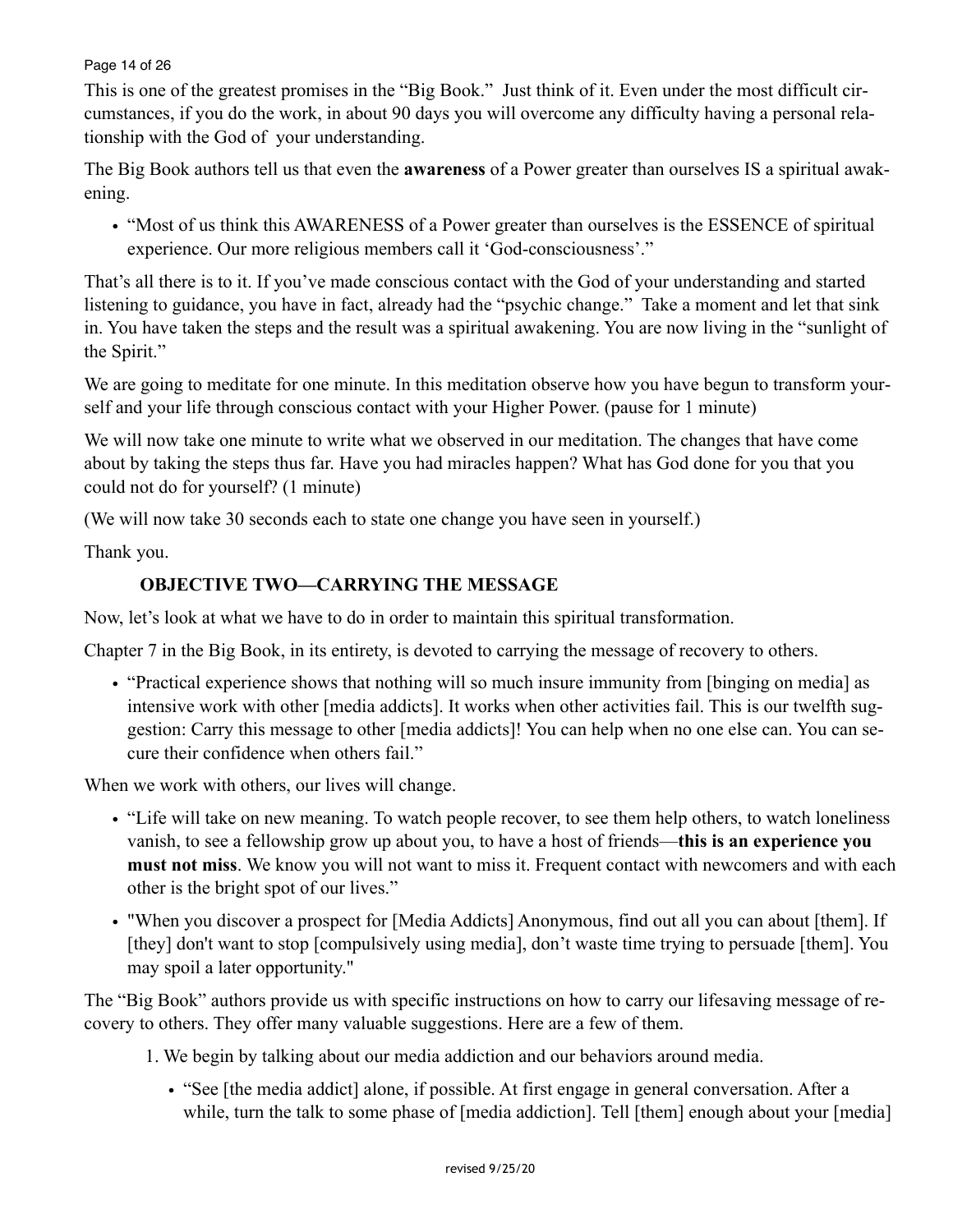This is one of the greatest promises in the "Big Book." Just think of it. Even under the most difficult circumstances, if you do the work, in about 90 days you will overcome any difficulty having a personal relationship with the God of your understanding.

The Big Book authors tell us that even the **awareness** of a Power greater than ourselves IS a spiritual awakening.

- "Most of us think this AWARENESS of a Power greater than ourselves is the ESSENCE of spiritual experience. Our more religious members call it 'God-consciousness'."

That's all there is to it. If you've made conscious contact with the God of your understanding and started listening to guidance, you have in fact, already had the "psychic change." Take a moment and let that sink in. You have taken the steps and the result was a spiritual awakening. You are now living in the "sunlight of the Spirit."

We are going to meditate for one minute. In this meditation observe how you have begun to transform yourself and your life through conscious contact with your Higher Power. (pause for 1 minute)

We will now take one minute to write what we observed in our meditation. The changes that have come about by taking the steps thus far. Have you had miracles happen? What has God done for you that you could not do for yourself? (1 minute)

(We will now take 30 seconds each to state one change you have seen in yourself.)

Thank you.

## OBJECTIVE TWO—CARRYING THE MESSAGE

Now, let's look at what we have to do in order to maintain this spiritual transformation.

Chapter 7 in the Big Book, in its entirety, is devoted to carrying the message of recovery to others.

- "Practical experience shows that nothing will so much insure immunity from [binging on media] as intensive work with other [media addicts]. It works when other activities fail. This is our twelfth suggestion: Carry this message to other [media addicts]! You can help when no one else can. You can secure their confidence when others fail."

When we work with others, our lives will change.

- "Life will take on new meaning. To watch people recover, to see them help others, to watch loneliness vanish, to see a fellowship grow up about you, to have a host of friends—**this is an experience you must not miss**. We know you will not want to miss it. Frequent contact with newcomers and with each other is the bright spot of our lives."
- "When you discover a prospect for [Media Addicts] Anonymous, find out all you can about [them]. If [they] don't want to stop [compulsively using media], don't waste time trying to persuade [them]. You may spoil a later opportunity."

The "Big Book" authors provide us with specific instructions on how to carry our lifesaving message of recovery to others. They offer many valuable suggestions. Here are a few of them.

1. We begin by talking about our media addiction and our behaviors around media.
   - "See [the media addict] alone, if possible. At first engage in general conversation. After a while, turn the talk to some phase of [media addiction]. Tell [them] enough about your [media]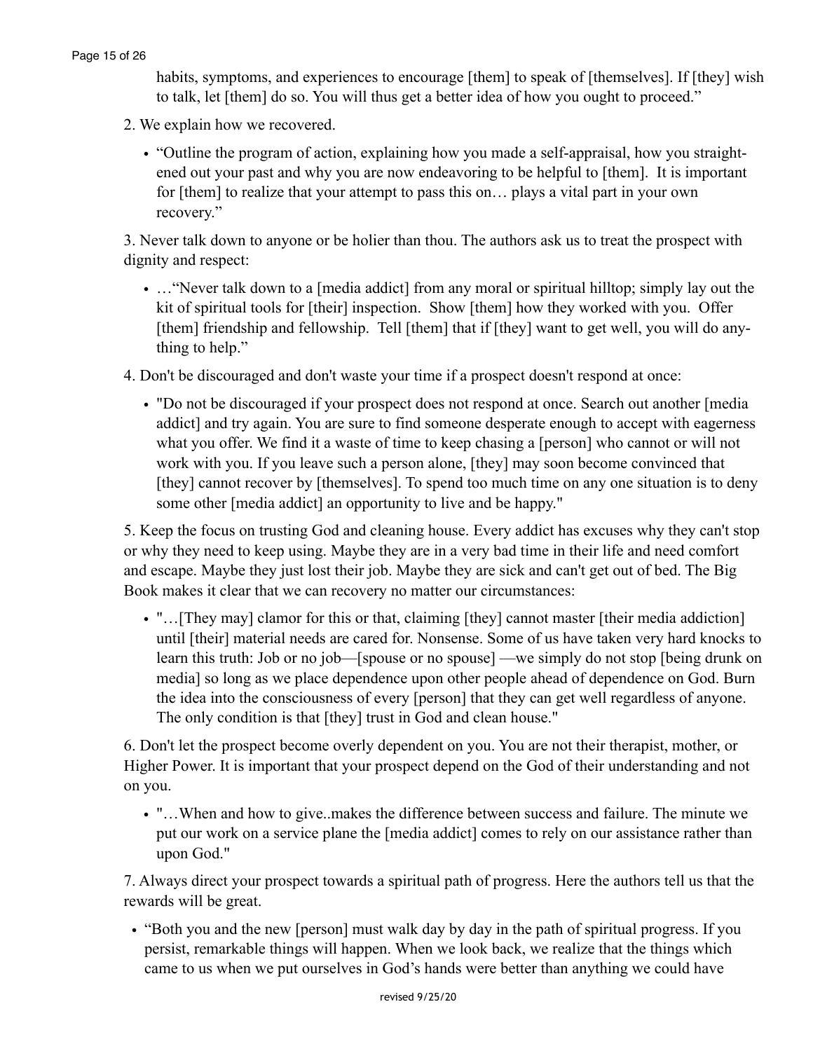habits, symptoms, and experiences to encourage [them] to speak of [themselves]. If [they] wish to talk, let [them] do so. You will thus get a better idea of how you ought to proceed."

2. We explain how we recovered.

    - "Outline the program of action, explaining how you made a self-appraisal, how you straightened out your past and why you are now endeavoring to be helpful to [them]. It is important for [them] to realize that your attempt to pass this on… plays a vital part in your own recovery."

3. Never talk down to anyone or be holier than thou. The authors ask us to treat the prospect with dignity and respect:

    - …"Never talk down to a [media addict] from any moral or spiritual hilltop; simply lay out the kit of spiritual tools for [their] inspection. Show [them] how they worked with you. Offer [them] friendship and fellowship. Tell [them] that if [they] want to get well, you will do anything to help."

4. Don't be discouraged and don't waste your time if a prospect doesn't respond at once:

    - "Do not be discouraged if your prospect does not respond at once. Search out another [media addict] and try again. You are sure to find someone desperate enough to accept with eagerness what you offer. We find it a waste of time to keep chasing a [person] who cannot or will not work with you. If you leave such a person alone, [they] may soon become convinced that [they] cannot recover by [themselves]. To spend too much time on any one situation is to deny some other [media addict] an opportunity to live and be happy."

5. Keep the focus on trusting God and cleaning house. Every addict has excuses why they can't stop or why they need to keep using. Maybe they are in a very bad time in their life and need comfort and escape. Maybe they just lost their job. Maybe they are sick and can't get out of bed. The Big Book makes it clear that we can recovery no matter our circumstances:

    - "…[They may] clamor for this or that, claiming [they] cannot master [their media addiction] until [their] material needs are cared for. Nonsense. Some of us have taken very hard knocks to learn this truth: Job or no job—[spouse or no spouse] —we simply do not stop [being drunk on media] so long as we place dependence upon other people ahead of dependence on God. Burn the idea into the consciousness of every [person] that they can get well regardless of anyone. The only condition is that [they] trust in God and clean house."

6. Don't let the prospect become overly dependent on you. You are not their therapist, mother, or Higher Power. It is important that your prospect depend on the God of their understanding and not on you.

    - "…When and how to give..makes the difference between success and failure. The minute we put our work on a service plane the [media addict] comes to rely on our assistance rather than upon God."

7. Always direct your prospect towards a spiritual path of progress. Here the authors tell us that the rewards will be great.

    - "Both you and the new [person] must walk day by day in the path of spiritual progress. If you persist, remarkable things will happen. When we look back, we realize that the things which came to us when we put ourselves in God's hands were better than anything we could have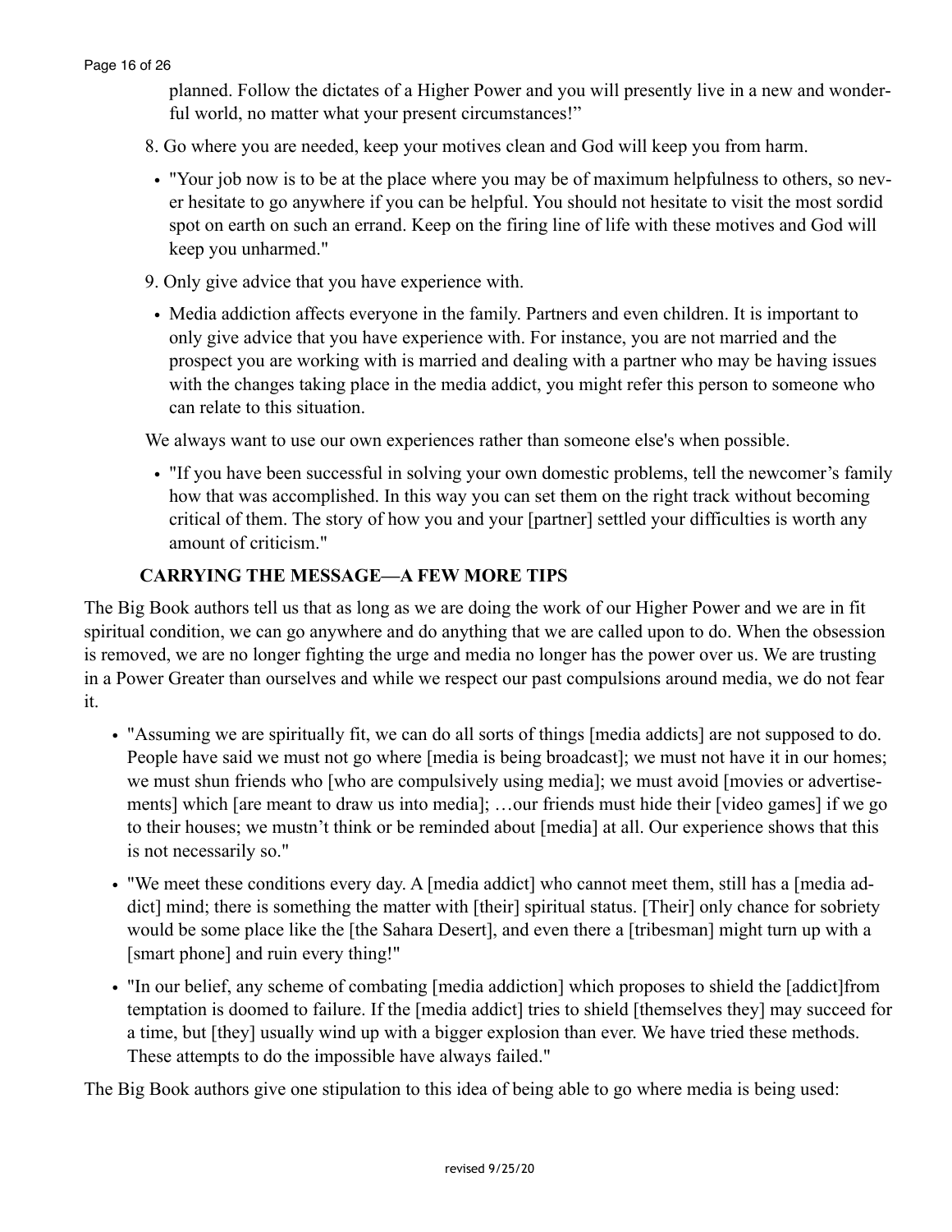planned. Follow the dictates of a Higher Power and you will presently live in a new and wonderful world, no matter what your present circumstances!"

8. Go where you are needed, keep your motives clean and God will keep you from harm.

   - "Your job now is to be at the place where you may be of maximum helpfulness to others, so never hesitate to go anywhere if you can be helpful. You should not hesitate to visit the most sordid spot on earth on such an errand. Keep on the firing line of life with these motives and God will keep you unharmed."

9. Only give advice that you have experience with.

   - Media addiction affects everyone in the family. Partners and even children. It is important to only give advice that you have experience with. For instance, you are not married and the prospect you are working with is married and dealing with a partner who may be having issues with the changes taking place in the media addict, you might refer this person to someone who can relate to this situation.

   We always want to use our own experiences rather than someone else's when possible.

   - "If you have been successful in solving your own domestic problems, tell the newcomer's family how that was accomplished. In this way you can set them on the right track without becoming critical of them. The story of how you and your [partner] settled your difficulties is worth any amount of criticism."

### CARRYING THE MESSAGE—A FEW MORE TIPS

The Big Book authors tell us that as long as we are doing the work of our Higher Power and we are in fit spiritual condition, we can go anywhere and do anything that we are called upon to do. When the obsession is removed, we are no longer fighting the urge and media no longer has the power over us. We are trusting in a Power Greater than ourselves and while we respect our past compulsions around media, we do not fear it.

- "Assuming we are spiritually fit, we can do all sorts of things [media addicts] are not supposed to do. People have said we must not go where [media is being broadcast]; we must not have it in our homes; we must shun friends who [who are compulsively using media]; we must avoid [movies or advertisements] which [are meant to draw us into media]; …our friends must hide their [video games] if we go to their houses; we mustn't think or be reminded about [media] at all. Our experience shows that this is not necessarily so."
- "We meet these conditions every day. A [media addict] who cannot meet them, still has a [media addict] mind; there is something the matter with [their] spiritual status. [Their] only chance for sobriety would be some place like the [the Sahara Desert], and even there a [tribesman] might turn up with a [smart phone] and ruin every thing!"
- "In our belief, any scheme of combating [media addiction] which proposes to shield the [addict]from temptation is doomed to failure. If the [media addict] tries to shield [themselves they] may succeed for a time, but [they] usually wind up with a bigger explosion than ever. We have tried these methods. These attempts to do the impossible have always failed."

The Big Book authors give one stipulation to this idea of being able to go where media is being used: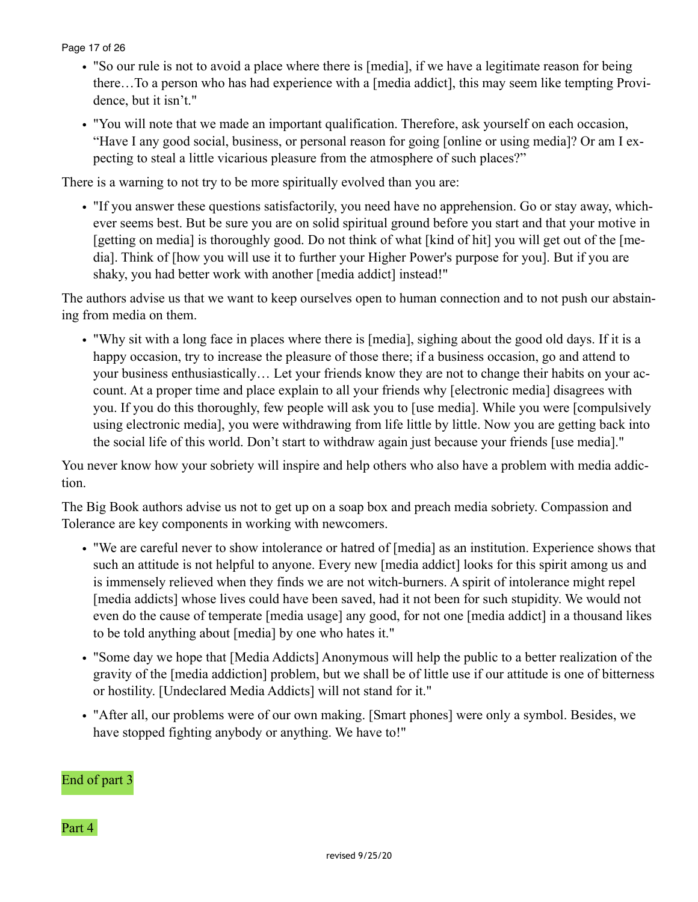- "So our rule is not to avoid a place where there is [media], if we have a legitimate reason for being there…To a person who has had experience with a [media addict], this may seem like tempting Providence, but it isn't."
- "You will note that we made an important qualification. Therefore, ask yourself on each occasion, "Have I any good social, business, or personal reason for going [online or using media]? Or am I expecting to steal a little vicarious pleasure from the atmosphere of such places?"

There is a warning to not try to be more spiritually evolved than you are:

- "If you answer these questions satisfactorily, you need have no apprehension. Go or stay away, whichever seems best. But be sure you are on solid spiritual ground before you start and that your motive in [getting on media] is thoroughly good. Do not think of what [kind of hit] you will get out of the [media]. Think of [how you will use it to further your Higher Power's purpose for you]. But if you are shaky, you had better work with another [media addict] instead!"

The authors advise us that we want to keep ourselves open to human connection and to not push our abstaining from media on them.

- "Why sit with a long face in places where there is [media], sighing about the good old days. If it is a happy occasion, try to increase the pleasure of those there; if a business occasion, go and attend to your business enthusiastically… Let your friends know they are not to change their habits on your account. At a proper time and place explain to all your friends why [electronic media] disagrees with you. If you do this thoroughly, few people will ask you to [use media]. While you were [compulsively using electronic media], you were withdrawing from life little by little. Now you are getting back into the social life of this world. Don't start to withdraw again just because your friends [use media]."

You never know how your sobriety will inspire and help others who also have a problem with media addiction.

The Big Book authors advise us not to get up on a soap box and preach media sobriety. Compassion and Tolerance are key components in working with newcomers.

- "We are careful never to show intolerance or hatred of [media] as an institution. Experience shows that such an attitude is not helpful to anyone. Every new [media addict] looks for this spirit among us and is immensely relieved when they finds we are not witch-burners. A spirit of intolerance might repel [media addicts] whose lives could have been saved, had it not been for such stupidity. We would not even do the cause of temperate [media usage] any good, for not one [media addict] in a thousand likes to be told anything about [media] by one who hates it."
- "Some day we hope that [Media Addicts] Anonymous will help the public to a better realization of the gravity of the [media addiction] problem, but we shall be of little use if our attitude is one of bitterness or hostility. [Undeclared Media Addicts] will not stand for it."
- "After all, our problems were of our own making. [Smart phones] were only a symbol. Besides, we have stopped fighting anybody or anything. We have to!"

End of part 3

Part 4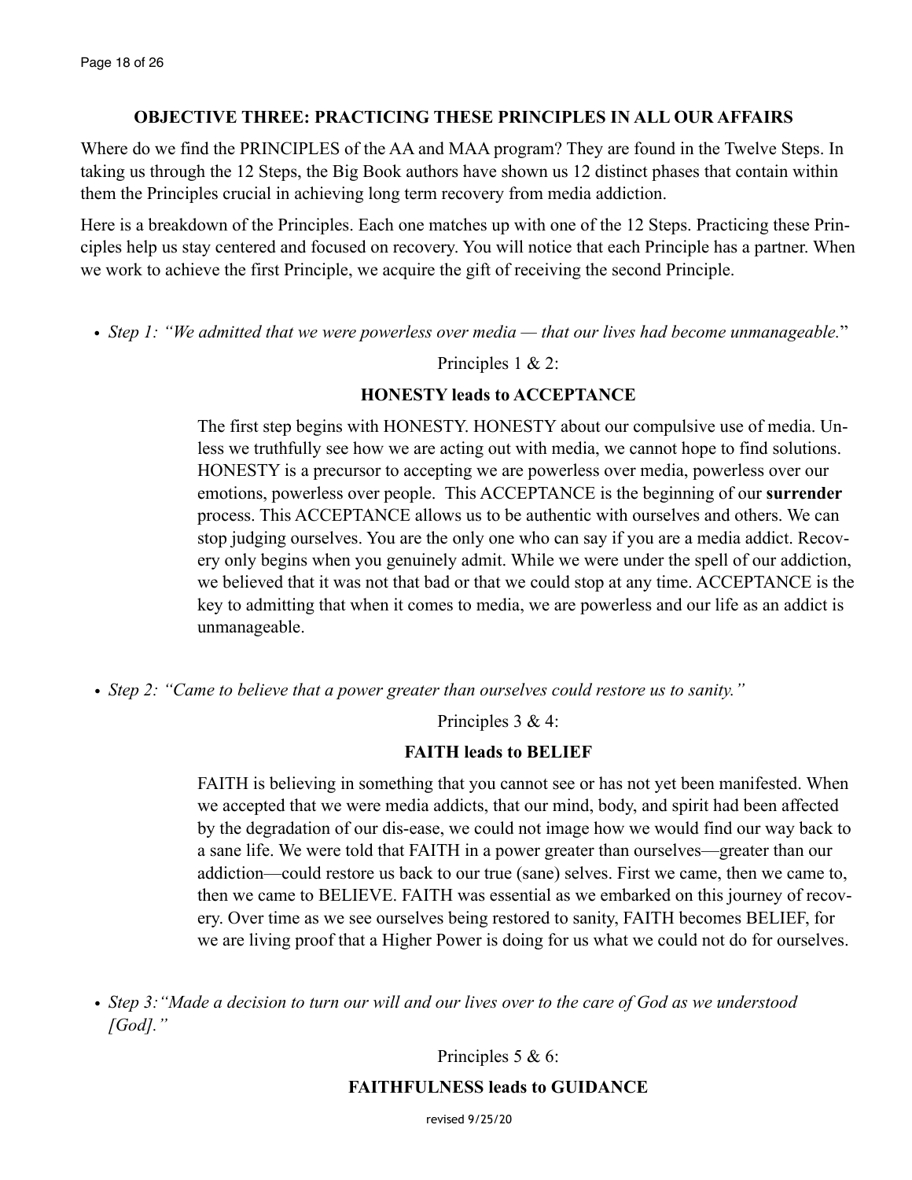### OBJECTIVE THREE: PRACTICING THESE PRINCIPLES IN ALL OUR AFFAIRS

Where do we find the PRINCIPLES of the AA and MAA program? They are found in the Twelve Steps. In taking us through the 12 Steps, the Big Book authors have shown us 12 distinct phases that contain within them the Principles crucial in achieving long term recovery from media addiction.

Here is a breakdown of the Principles. Each one matches up with one of the 12 Steps. Practicing these Principles help us stay centered and focused on recovery. You will notice that each Principle has a partner. When we work to achieve the first Principle, we acquire the gift of receiving the second Principle.

- *Step 1: "We admitted that we were powerless over media — that our lives had become unmanageable.*"

Principles 1 & 2:

**HONESTY leads to ACCEPTANCE**

The first step begins with HONESTY. HONESTY about our compulsive use of media. Unless we truthfully see how we are acting out with media, we cannot hope to find solutions. HONESTY is a precursor to accepting we are powerless over media, powerless over our emotions, powerless over people. This ACCEPTANCE is the beginning of our **surrender** process. This ACCEPTANCE allows us to be authentic with ourselves and others. We can stop judging ourselves. You are the only one who can say if you are a media addict. Recovery only begins when you genuinely admit. While we were under the spell of our addiction, we believed that it was not that bad or that we could stop at any time. ACCEPTANCE is the key to admitting that when it comes to media, we are powerless and our life as an addict is unmanageable.

- *Step 2: "Came to believe that a power greater than ourselves could restore us to sanity."*

Principles 3 & 4:

**FAITH leads to BELIEF**

FAITH is believing in something that you cannot see or has not yet been manifested. When we accepted that we were media addicts, that our mind, body, and spirit had been affected by the degradation of our dis-ease, we could not image how we would find our way back to a sane life. We were told that FAITH in a power greater than ourselves—greater than our addiction—could restore us back to our true (sane) selves. First we came, then we came to, then we came to BELIEVE. FAITH was essential as we embarked on this journey of recovery. Over time as we see ourselves being restored to sanity, FAITH becomes BELIEF, for we are living proof that a Higher Power is doing for us what we could not do for ourselves.

- *Step 3: "Made a decision to turn our will and our lives over to the care of God as we understood [God]."*

Principles 5 & 6:

**FAITHFULNESS leads to GUIDANCE**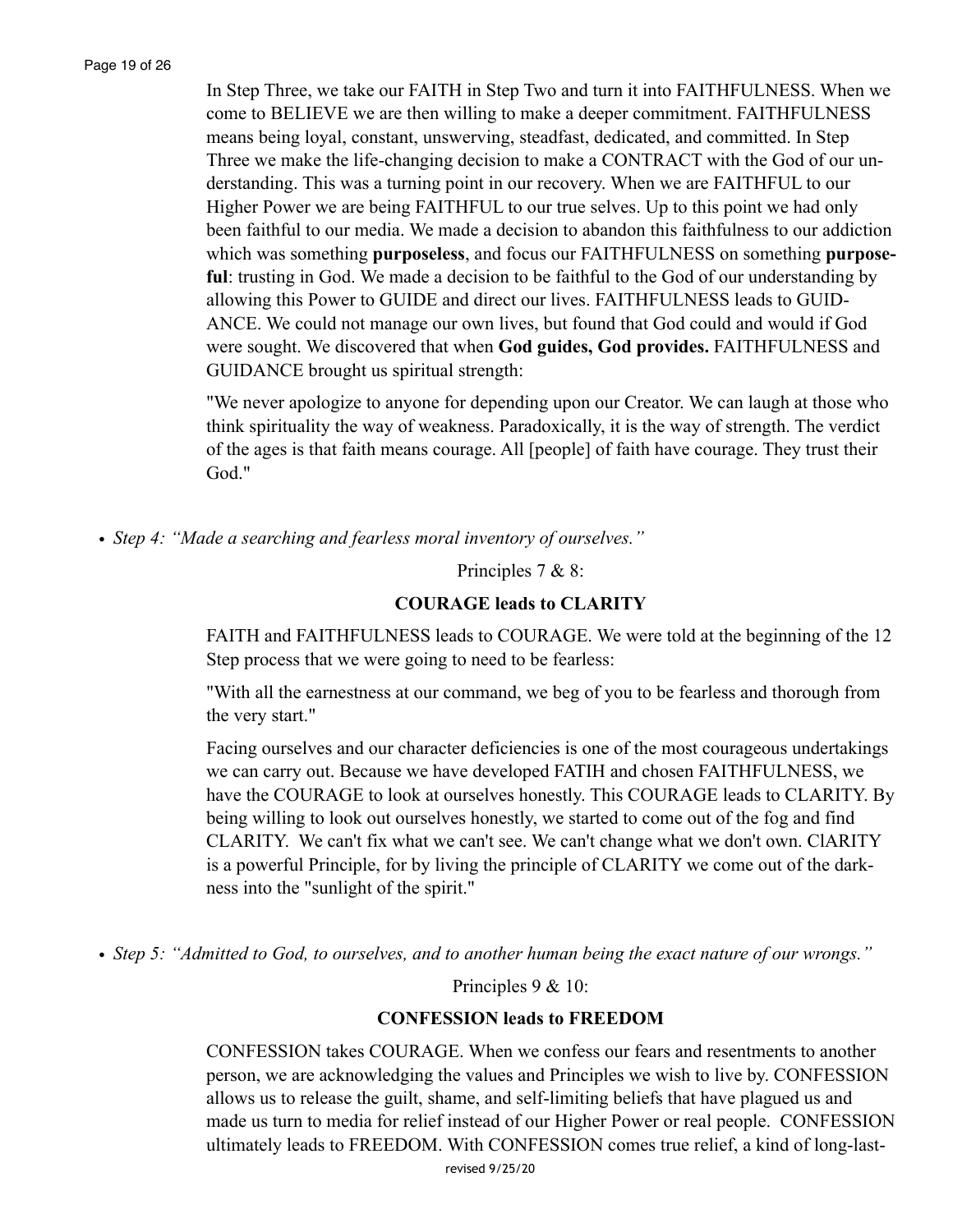In Step Three, we take our FAITH in Step Two and turn it into FAITHFULNESS. When we come to BELIEVE we are then willing to make a deeper commitment. FAITHFULNESS means being loyal, constant, unswerving, steadfast, dedicated, and committed. In Step Three we make the life-changing decision to make a CONTRACT with the God of our understanding. This was a turning point in our recovery. When we are FAITHFUL to our Higher Power we are being FAITHFUL to our true selves. Up to this point we had only been faithful to our media. We made a decision to abandon this faithfulness to our addiction which was something **purposeless**, and focus our FAITHFULNESS on something **purposeful**: trusting in God. We made a decision to be faithful to the God of our understanding by allowing this Power to GUIDE and direct our lives. FAITHFULNESS leads to GUIDANCE. We could not manage our own lives, but found that God could and would if God were sought. We discovered that when **God guides, God provides.** FAITHFULNESS and GUIDANCE brought us spiritual strength:

"We never apologize to anyone for depending upon our Creator. We can laugh at those who think spirituality the way of weakness. Paradoxically, it is the way of strength. The verdict of the ages is that faith means courage. All [people] of faith have courage. They trust their God."

- *Step 4: "Made a searching and fearless moral inventory of ourselves."*

Principles 7 & 8:

**COURAGE leads to CLARITY**

FAITH and FAITHFULNESS leads to COURAGE. We were told at the beginning of the 12 Step process that we were going to need to be fearless:

"With all the earnestness at our command, we beg of you to be fearless and thorough from the very start."

Facing ourselves and our character deficiencies is one of the most courageous undertakings we can carry out. Because we have developed FATIH and chosen FAITHFULNESS, we have the COURAGE to look at ourselves honestly. This COURAGE leads to CLARITY. By being willing to look out ourselves honestly, we started to come out of the fog and find CLARITY. We can't fix what we can't see. We can't change what we don't own. ClARITY is a powerful Principle, for by living the principle of CLARITY we come out of the darkness into the "sunlight of the spirit."

- *Step 5: "Admitted to God, to ourselves, and to another human being the exact nature of our wrongs."*

Principles 9 & 10:

**CONFESSION leads to FREEDOM**

CONFESSION takes COURAGE. When we confess our fears and resentments to another person, we are acknowledging the values and Principles we wish to live by. CONFESSION allows us to release the guilt, shame, and self-limiting beliefs that have plagued us and made us turn to media for relief instead of our Higher Power or real people. CONFESSION ultimately leads to FREEDOM. With CONFESSION comes true relief, a kind of long-last-

revised 9/25/20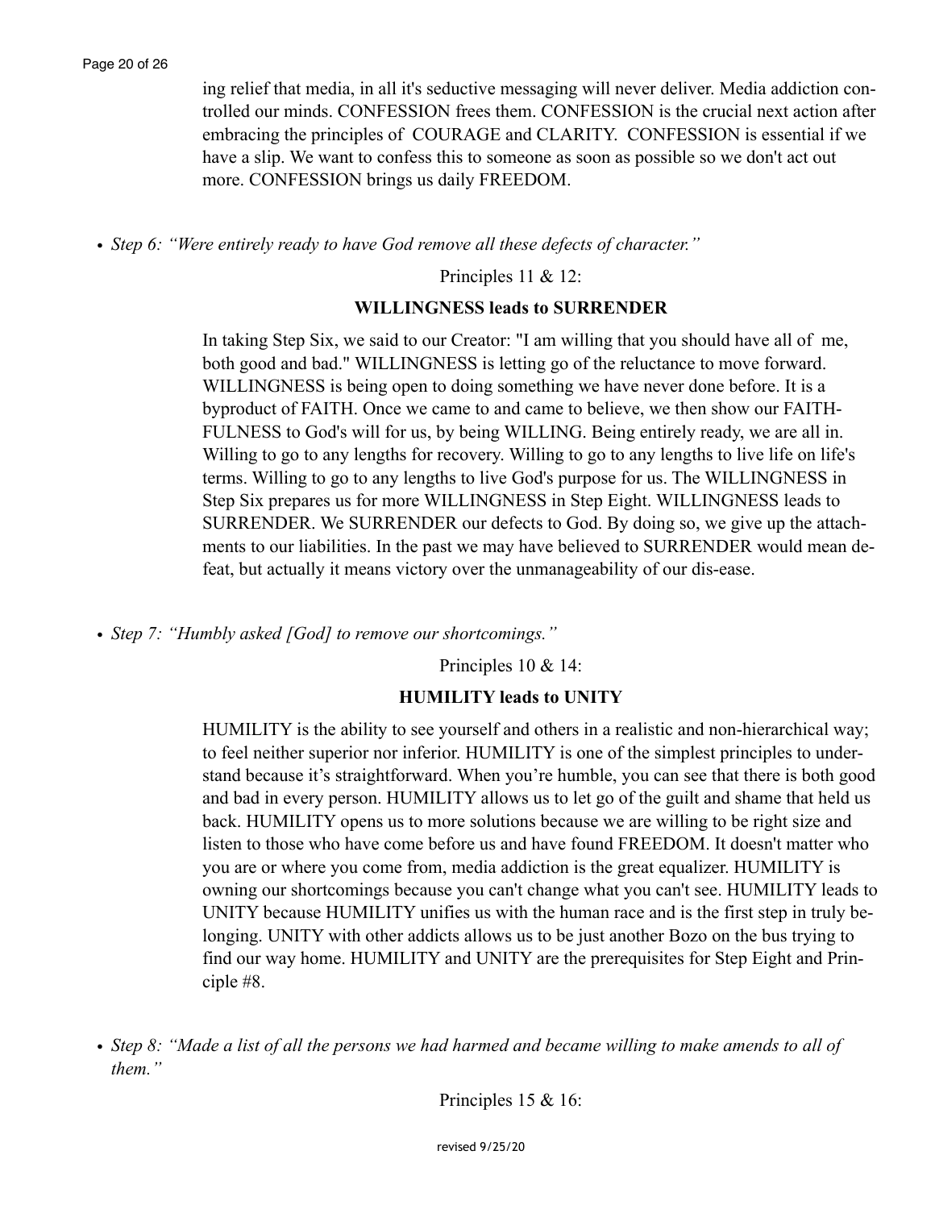ing relief that media, in all it's seductive messaging will never deliver. Media addiction controlled our minds. CONFESSION frees them. CONFESSION is the crucial next action after embracing the principles of COURAGE and CLARITY. CONFESSION is essential if we have a slip. We want to confess this to someone as soon as possible so we don't act out more. CONFESSION brings us daily FREEDOM.

- *Step 6: "Were entirely ready to have God remove all these defects of character."*

Principles 11 & 12:

**WILLINGNESS leads to SURRENDER**

In taking Step Six, we said to our Creator: "I am willing that you should have all of me, both good and bad." WILLINGNESS is letting go of the reluctance to move forward. WILLINGNESS is being open to doing something we have never done before. It is a byproduct of FAITH. Once we came to and came to believe, we then show our FAITHFULNESS to God's will for us, by being WILLING. Being entirely ready, we are all in. Willing to go to any lengths for recovery. Willing to go to any lengths to live life on life's terms. Willing to go to any lengths to live God's purpose for us. The WILLINGNESS in Step Six prepares us for more WILLINGNESS in Step Eight. WILLINGNESS leads to SURRENDER. We SURRENDER our defects to God. By doing so, we give up the attachments to our liabilities. In the past we may have believed to SURRENDER would mean defeat, but actually it means victory over the unmanageability of our dis-ease.

- *Step 7: "Humbly asked [God] to remove our shortcomings."*

Principles 10 & 14:

**HUMILITY leads to UNITY**

HUMILITY is the ability to see yourself and others in a realistic and non-hierarchical way; to feel neither superior nor inferior. HUMILITY is one of the simplest principles to understand because it's straightforward. When you're humble, you can see that there is both good and bad in every person. HUMILITY allows us to let go of the guilt and shame that held us back. HUMILITY opens us to more solutions because we are willing to be right size and listen to those who have come before us and have found FREEDOM. It doesn't matter who you are or where you come from, media addiction is the great equalizer. HUMILITY is owning our shortcomings because you can't change what you can't see. HUMILITY leads to UNITY because HUMILITY unifies us with the human race and is the first step in truly belonging. UNITY with other addicts allows us to be just another Bozo on the bus trying to find our way home. HUMILITY and UNITY are the prerequisites for Step Eight and Principle #8.

- *Step 8: "Made a list of all the persons we had harmed and became willing to make amends to all of them."*

Principles 15 & 16: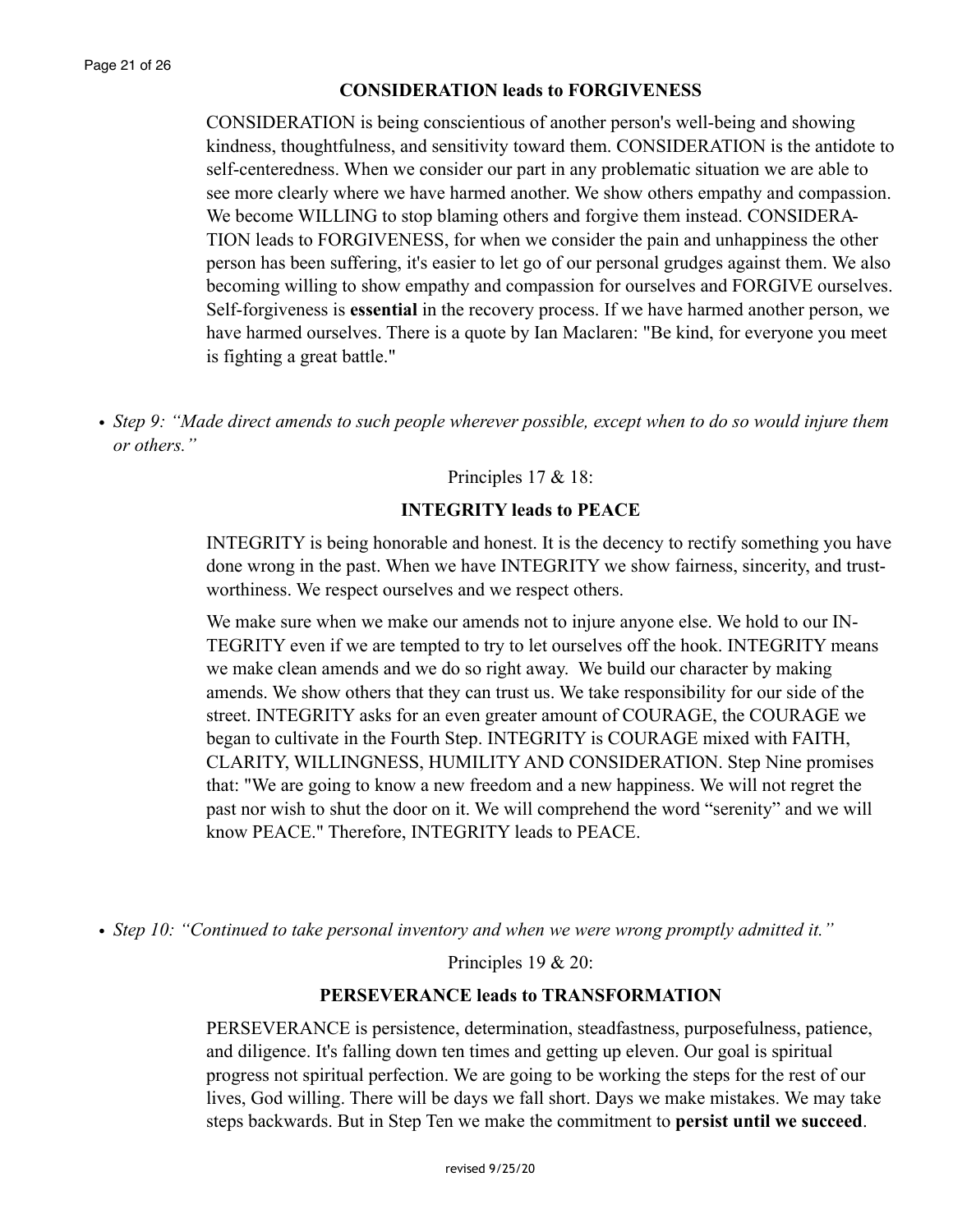### CONSIDERATION leads to FORGIVENESS

CONSIDERATION is being conscientious of another person's well-being and showing kindness, thoughtfulness, and sensitivity toward them. CONSIDERATION is the antidote to self-centeredness. When we consider our part in any problematic situation we are able to see more clearly where we have harmed another. We show others empathy and compassion. We become WILLING to stop blaming others and forgive them instead. CONSIDERATION leads to FORGIVENESS, for when we consider the pain and unhappiness the other person has been suffering, it's easier to let go of our personal grudges against them. We also becoming willing to show empathy and compassion for ourselves and FORGIVE ourselves. Self-forgiveness is **essential** in the recovery process. If we have harmed another person, we have harmed ourselves. There is a quote by Ian Maclaren: "Be kind, for everyone you meet is fighting a great battle."

- *Step 9: "Made direct amends to such people wherever possible, except when to do so would injure them or others."*

Principles 17 & 18:

### INTEGRITY leads to PEACE

INTEGRITY is being honorable and honest. It is the decency to rectify something you have done wrong in the past. When we have INTEGRITY we show fairness, sincerity, and trustworthiness. We respect ourselves and we respect others.

We make sure when we make our amends not to injure anyone else. We hold to our INTEGRITY even if we are tempted to try to let ourselves off the hook. INTEGRITY means we make clean amends and we do so right away. We build our character by making amends. We show others that they can trust us. We take responsibility for our side of the street. INTEGRITY asks for an even greater amount of COURAGE, the COURAGE we began to cultivate in the Fourth Step. INTEGRITY is COURAGE mixed with FAITH, CLARITY, WILLINGNESS, HUMILITY AND CONSIDERATION. Step Nine promises that: "We are going to know a new freedom and a new happiness. We will not regret the past nor wish to shut the door on it. We will comprehend the word "serenity" and we will know PEACE." Therefore, INTEGRITY leads to PEACE.

- *Step 10: "Continued to take personal inventory and when we were wrong promptly admitted it."*

Principles 19 & 20:

### PERSEVERANCE leads to TRANSFORMATION

PERSEVERANCE is persistence, determination, steadfastness, purposefulness, patience, and diligence. It's falling down ten times and getting up eleven. Our goal is spiritual progress not spiritual perfection. We are going to be working the steps for the rest of our lives, God willing. There will be days we fall short. Days we make mistakes. We may take steps backwards. But in Step Ten we make the commitment to **persist until we succeed**.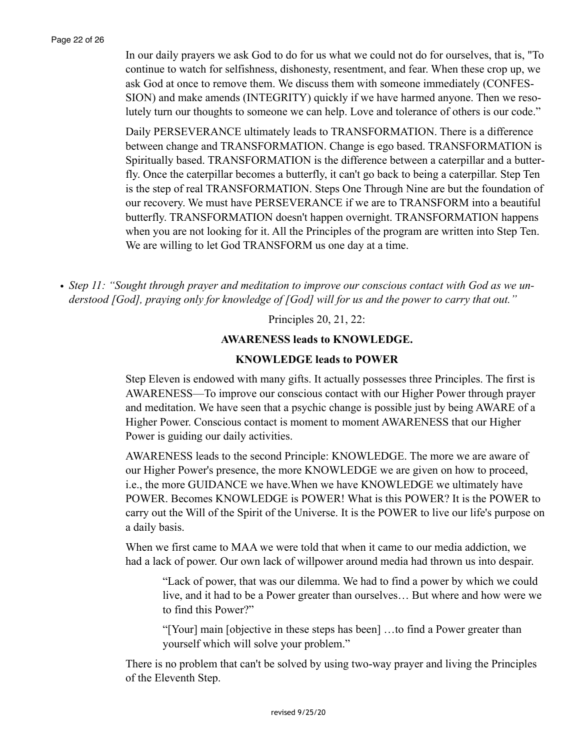In our daily prayers we ask God to do for us what we could not do for ourselves, that is, "To continue to watch for selfishness, dishonesty, resentment, and fear. When these crop up, we ask God at once to remove them. We discuss them with someone immediately (CONFESSION) and make amends (INTEGRITY) quickly if we have harmed anyone. Then we resolutely turn our thoughts to someone we can help. Love and tolerance of others is our code."

Daily PERSEVERANCE ultimately leads to TRANSFORMATION. There is a difference between change and TRANSFORMATION. Change is ego based. TRANSFORMATION is Spiritually based. TRANSFORMATION is the difference between a caterpillar and a butterfly. Once the caterpillar becomes a butterfly, it can't go back to being a caterpillar. Step Ten is the step of real TRANSFORMATION. Steps One Through Nine are but the foundation of our recovery. We must have PERSEVERANCE if we are to TRANSFORM into a beautiful butterfly. TRANSFORMATION doesn't happen overnight. TRANSFORMATION happens when you are not looking for it. All the Principles of the program are written into Step Ten. We are willing to let God TRANSFORM us one day at a time.

- *Step 11: "Sought through prayer and meditation to improve our conscious contact with God as we understood [God], praying only for knowledge of [God] will for us and the power to carry that out."*

Principles 20, 21, 22:

**AWARENESS leads to KNOWLEDGE.**

**KNOWLEDGE leads to POWER**

Step Eleven is endowed with many gifts. It actually possesses three Principles. The first is AWARENESS—To improve our conscious contact with our Higher Power through prayer and meditation. We have seen that a psychic change is possible just by being AWARE of a Higher Power. Conscious contact is moment to moment AWARENESS that our Higher Power is guiding our daily activities.

AWARENESS leads to the second Principle: KNOWLEDGE. The more we are aware of our Higher Power's presence, the more KNOWLEDGE we are given on how to proceed, i.e., the more GUIDANCE we have.When we have KNOWLEDGE we ultimately have POWER. Becomes KNOWLEDGE is POWER! What is this POWER? It is the POWER to carry out the Will of the Spirit of the Universe. It is the POWER to live our life's purpose on a daily basis.

When we first came to MAA we were told that when it came to our media addiction, we had a lack of power. Our own lack of willpower around media had thrown us into despair.

> "Lack of power, that was our dilemma. We had to find a power by which we could live, and it had to be a Power greater than ourselves… But where and how were we to find this Power?"
>
> "[Your] main [objective in these steps has been] …to find a Power greater than yourself which will solve your problem."

There is no problem that can't be solved by using two-way prayer and living the Principles of the Eleventh Step.

revised 9/25/20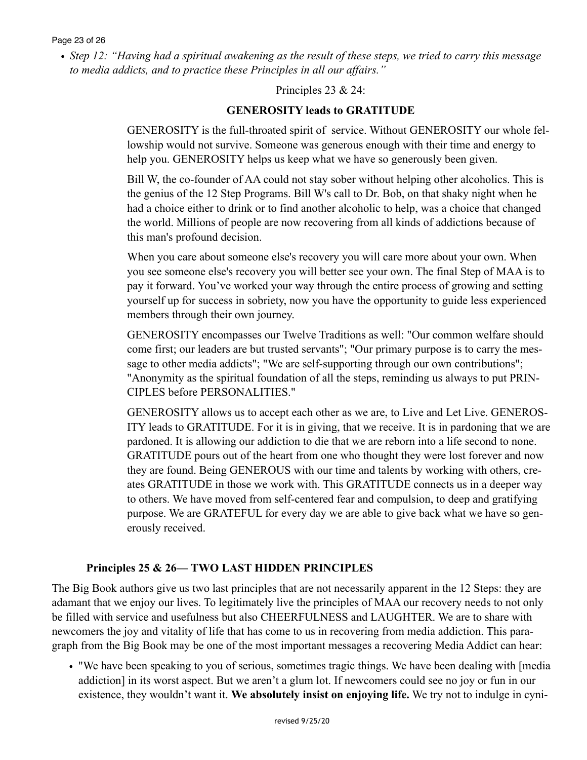- *Step 12: "Having had a spiritual awakening as the result of these steps, we tried to carry this message to media addicts, and to practice these Principles in all our affairs."*

Principles 23 & 24:

**GENEROSITY leads to GRATITUDE**

GENEROSITY is the full-throated spirit of service. Without GENEROSITY our whole fellowship would not survive. Someone was generous enough with their time and energy to help you. GENEROSITY helps us keep what we have so generously been given.

Bill W, the co-founder of AA could not stay sober without helping other alcoholics. This is the genius of the 12 Step Programs. Bill W's call to Dr. Bob, on that shaky night when he had a choice either to drink or to find another alcoholic to help, was a choice that changed the world. Millions of people are now recovering from all kinds of addictions because of this man's profound decision.

When you care about someone else's recovery you will care more about your own. When you see someone else's recovery you will better see your own. The final Step of MAA is to pay it forward. You've worked your way through the entire process of growing and setting yourself up for success in sobriety, now you have the opportunity to guide less experienced members through their own journey.

GENEROSITY encompasses our Twelve Traditions as well: "Our common welfare should come first; our leaders are but trusted servants"; "Our primary purpose is to carry the message to other media addicts"; "We are self-supporting through our own contributions"; "Anonymity as the spiritual foundation of all the steps, reminding us always to put PRINCIPLES before PERSONALITIES."

GENEROSITY allows us to accept each other as we are, to Live and Let Live. GENEROSITY leads to GRATITUDE. For it is in giving, that we receive. It is in pardoning that we are pardoned. It is allowing our addiction to die that we are reborn into a life second to none. GRATITUDE pours out of the heart from one who thought they were lost forever and now they are found. Being GENEROUS with our time and talents by working with others, creates GRATITUDE in those we work with. This GRATITUDE connects us in a deeper way to others. We have moved from self-centered fear and compulsion, to deep and gratifying purpose. We are GRATEFUL for every day we are able to give back what we have so generously received.

### Principles 25 & 26— TWO LAST HIDDEN PRINCIPLES

The Big Book authors give us two last principles that are not necessarily apparent in the 12 Steps: they are adamant that we enjoy our lives. To legitimately live the principles of MAA our recovery needs to not only be filled with service and usefulness but also CHEERFULNESS and LAUGHTER. We are to share with newcomers the joy and vitality of life that has come to us in recovering from media addiction. This paragraph from the Big Book may be one of the most important messages a recovering Media Addict can hear:

- "We have been speaking to you of serious, sometimes tragic things. We have been dealing with [media addiction] in its worst aspect. But we aren't a glum lot. If newcomers could see no joy or fun in our existence, they wouldn't want it. **We absolutely insist on enjoying life.** We try not to indulge in cyni-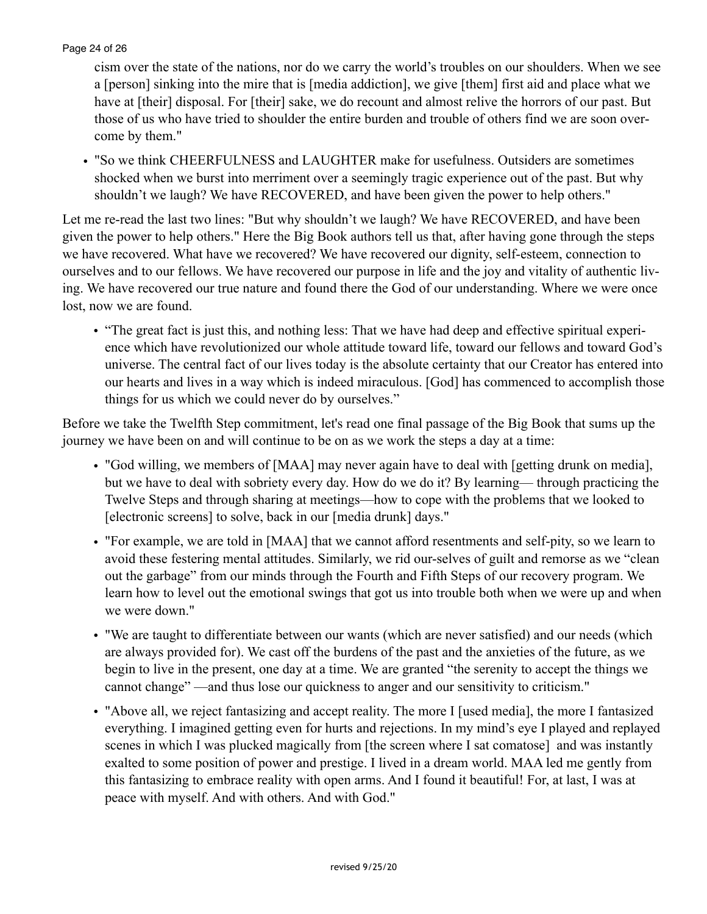cism over the state of the nations, nor do we carry the world's troubles on our shoulders. When we see a [person] sinking into the mire that is [media addiction], we give [them] first aid and place what we have at [their] disposal. For [their] sake, we do recount and almost relive the horrors of our past. But those of us who have tried to shoulder the entire burden and trouble of others find we are soon overcome by them."

- "So we think CHEERFULNESS and LAUGHTER make for usefulness. Outsiders are sometimes shocked when we burst into merriment over a seemingly tragic experience out of the past. But why shouldn't we laugh? We have RECOVERED, and have been given the power to help others."

Let me re-read the last two lines: "But why shouldn't we laugh? We have RECOVERED, and have been given the power to help others." Here the Big Book authors tell us that, after having gone through the steps we have recovered. What have we recovered? We have recovered our dignity, self-esteem, connection to ourselves and to our fellows. We have recovered our purpose in life and the joy and vitality of authentic living. We have recovered our true nature and found there the God of our understanding. Where we were once lost, now we are found.

- "The great fact is just this, and nothing less: That we have had deep and effective spiritual experience which have revolutionized our whole attitude toward life, toward our fellows and toward God's universe. The central fact of our lives today is the absolute certainty that our Creator has entered into our hearts and lives in a way which is indeed miraculous. [God] has commenced to accomplish those things for us which we could never do by ourselves."

Before we take the Twelfth Step commitment, let's read one final passage of the Big Book that sums up the journey we have been on and will continue to be on as we work the steps a day at a time:

- "God willing, we members of [MAA] may never again have to deal with [getting drunk on media], but we have to deal with sobriety every day. How do we do it? By learning— through practicing the Twelve Steps and through sharing at meetings—how to cope with the problems that we looked to [electronic screens] to solve, back in our [media drunk] days."
- "For example, we are told in [MAA] that we cannot afford resentments and self-pity, so we learn to avoid these festering mental attitudes. Similarly, we rid our-selves of guilt and remorse as we "clean out the garbage" from our minds through the Fourth and Fifth Steps of our recovery program. We learn how to level out the emotional swings that got us into trouble both when we were up and when we were down."
- "We are taught to differentiate between our wants (which are never satisfied) and our needs (which are always provided for). We cast off the burdens of the past and the anxieties of the future, as we begin to live in the present, one day at a time. We are granted "the serenity to accept the things we cannot change" —and thus lose our quickness to anger and our sensitivity to criticism."
- "Above all, we reject fantasizing and accept reality. The more I [used media], the more I fantasized everything. I imagined getting even for hurts and rejections. In my mind's eye I played and replayed scenes in which I was plucked magically from [the screen where I sat comatose] and was instantly exalted to some position of power and prestige. I lived in a dream world. MAA led me gently from this fantasizing to embrace reality with open arms. And I found it beautiful! For, at last, I was at peace with myself. And with others. And with God."

revised 9/25/20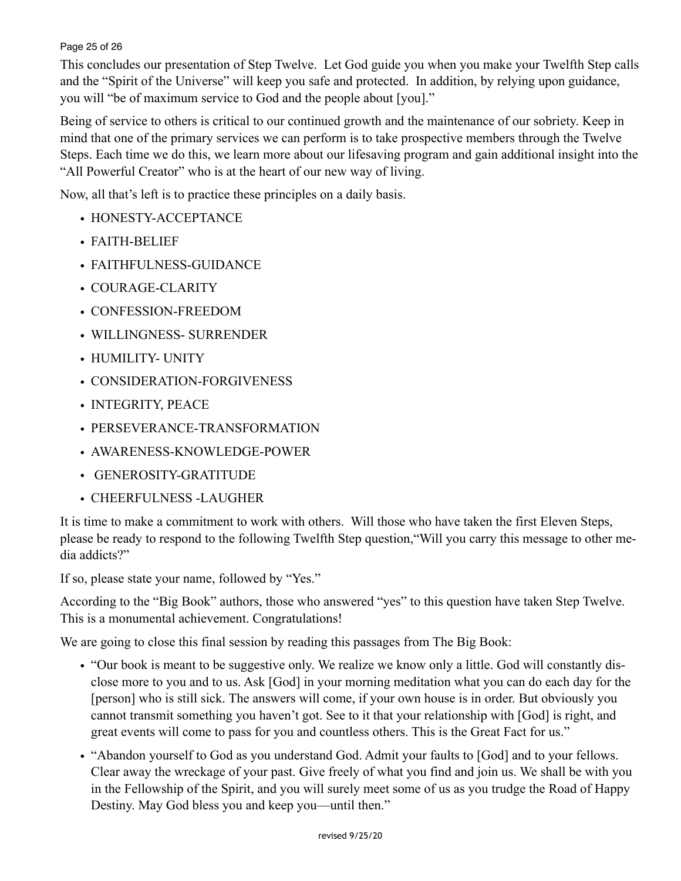This concludes our presentation of Step Twelve. Let God guide you when you make your Twelfth Step calls and the "Spirit of the Universe" will keep you safe and protected. In addition, by relying upon guidance, you will "be of maximum service to God and the people about [you]."

Being of service to others is critical to our continued growth and the maintenance of our sobriety. Keep in mind that one of the primary services we can perform is to take prospective members through the Twelve Steps. Each time we do this, we learn more about our lifesaving program and gain additional insight into the "All Powerful Creator" who is at the heart of our new way of living.

Now, all that's left is to practice these principles on a daily basis.

- HONESTY-ACCEPTANCE
- FAITH-BELIEF
- FAITHFULNESS-GUIDANCE
- COURAGE-CLARITY
- CONFESSION-FREEDOM
- WILLINGNESS- SURRENDER
- HUMILITY- UNITY
- CONSIDERATION-FORGIVENESS
- INTEGRITY, PEACE
- PERSEVERANCE-TRANSFORMATION
- AWARENESS-KNOWLEDGE-POWER
- GENEROSITY-GRATITUDE
- CHEERFULNESS -LAUGHER

It is time to make a commitment to work with others. Will those who have taken the first Eleven Steps, please be ready to respond to the following Twelfth Step question,"Will you carry this message to other media addicts?"

If so, please state your name, followed by "Yes."

According to the "Big Book" authors, those who answered "yes" to this question have taken Step Twelve. This is a monumental achievement. Congratulations!

We are going to close this final session by reading this passages from The Big Book:

- "Our book is meant to be suggestive only. We realize we know only a little. God will constantly disclose more to you and to us. Ask [God] in your morning meditation what you can do each day for the [person] who is still sick. The answers will come, if your own house is in order. But obviously you cannot transmit something you haven't got. See to it that your relationship with [God] is right, and great events will come to pass for you and countless others. This is the Great Fact for us."
- "Abandon yourself to God as you understand God. Admit your faults to [God] and to your fellows. Clear away the wreckage of your past. Give freely of what you find and join us. We shall be with you in the Fellowship of the Spirit, and you will surely meet some of us as you trudge the Road of Happy Destiny. May God bless you and keep you—until then."

revised 9/25/20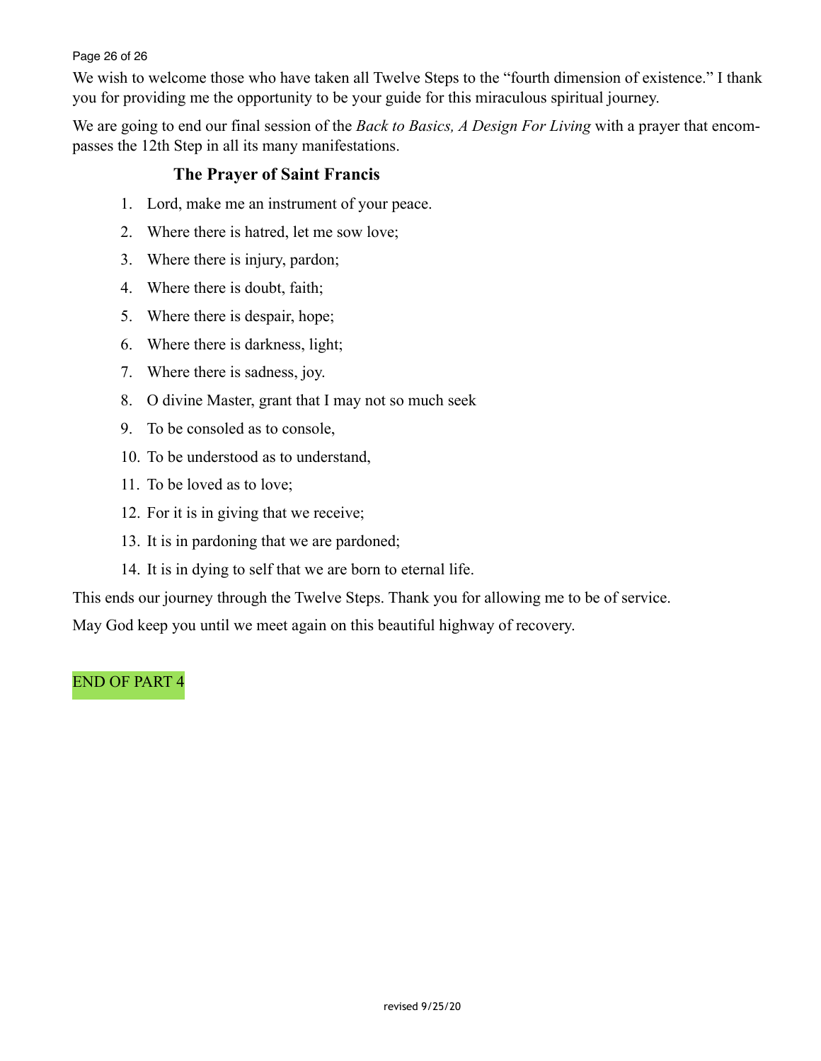We wish to welcome those who have taken all Twelve Steps to the “fourth dimension of existence.” I thank you for providing me the opportunity to be your guide for this miraculous spiritual journey.

We are going to end our final session of the *Back to Basics, A Design For Living* with a prayer that encompasses the 12th Step in all its many manifestations.

### The Prayer of Saint Francis

1. Lord, make me an instrument of your peace.
2. Where there is hatred, let me sow love;
3. Where there is injury, pardon;
4. Where there is doubt, faith;
5. Where there is despair, hope;
6. Where there is darkness, light;
7. Where there is sadness, joy.
8. O divine Master, grant that I may not so much seek
9. To be consoled as to console,
10. To be understood as to understand,
11. To be loved as to love;
12. For it is in giving that we receive;
13. It is in pardoning that we are pardoned;
14. It is in dying to self that we are born to eternal life.

This ends our journey through the Twelve Steps. Thank you for allowing me to be of service.

May God keep you until we meet again on this beautiful highway of recovery.

END OF PART 4

revised 9/25/20